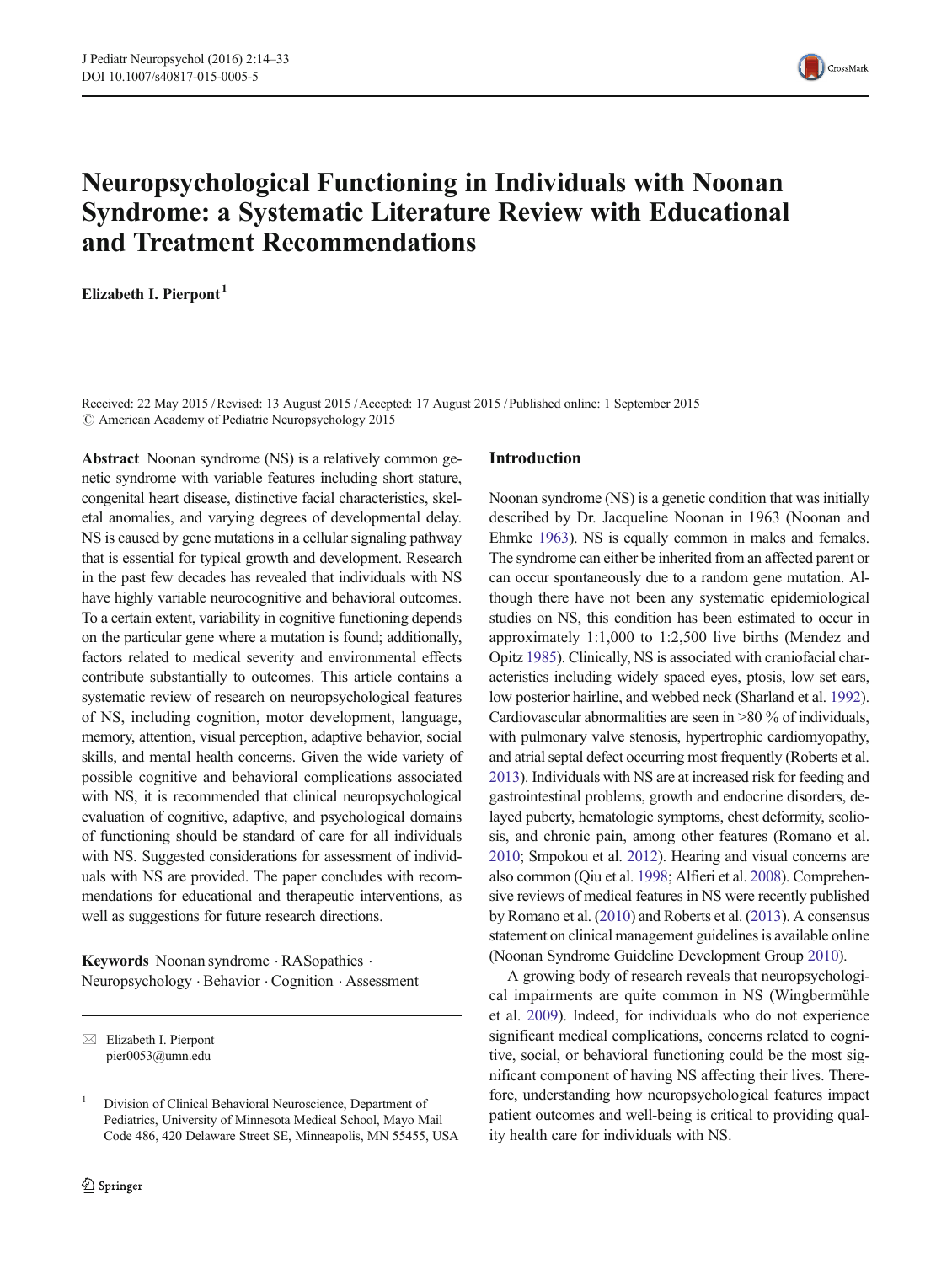# Neuropsychological Functioning in Individuals with Noonan Syndrome: a Systematic Literature Review with Educational and Treatment Recommendations

**Elizabeth I. Pierpont**[1]

Received: 22 May 2015 / Revised: 13 August 2015 / Accepted: 17 August 2015 / Published online: 1 September 2015
© American Academy of Pediatric Neuropsychology 2015

**Abstract** Noonan syndrome (NS) is a relatively common genetic syndrome with variable features including short stature, congenital heart disease, distinctive facial characteristics, skeletal anomalies, and varying degrees of developmental delay. NS is caused by gene mutations in a cellular signaling pathway that is essential for typical growth and development. Research in the past few decades has revealed that individuals with NS have highly variable neurocognitive and behavioral outcomes. To a certain extent, variability in cognitive functioning depends on the particular gene where a mutation is found; additionally, factors related to medical severity and environmental effects contribute substantially to outcomes. This article contains a systematic review of research on neuropsychological features of NS, including cognition, motor development, language, memory, attention, visual perception, adaptive behavior, social skills, and mental health concerns. Given the wide variety of possible cognitive and behavioral complications associated with NS, it is recommended that clinical neuropsychological evaluation of cognitive, adaptive, and psychological domains of functioning should be standard of care for all individuals with NS. Suggested considerations for assessment of individuals with NS are provided. The paper concludes with recommendations for educational and therapeutic interventions, as well as suggestions for future research directions.

**Keywords** Noonan syndrome · RASopathies · Neuropsychology · Behavior · Cognition · Assessment

✉ Elizabeth I. Pierpont
pier0053@umn.edu

[1] Division of Clinical Behavioral Neuroscience, Department of Pediatrics, University of Minnesota Medical School, Mayo Mail Code 486, 420 Delaware Street SE, Minneapolis, MN 55455, USA

## Introduction

Noonan syndrome (NS) is a genetic condition that was initially described by Dr. Jacqueline Noonan in 1963 (Noonan and Ehmke 1963). NS is equally common in males and females. The syndrome can either be inherited from an affected parent or can occur spontaneously due to a random gene mutation. Although there have not been any systematic epidemiological studies on NS, this condition has been estimated to occur in approximately 1:1,000 to 1:2,500 live births (Mendez and Opitz 1985). Clinically, NS is associated with craniofacial characteristics including widely spaced eyes, ptosis, low set ears, low posterior hairline, and webbed neck (Sharland et al. 1992). Cardiovascular abnormalities are seen in >80 % of individuals, with pulmonary valve stenosis, hypertrophic cardiomyopathy, and atrial septal defect occurring most frequently (Roberts et al. 2013). Individuals with NS are at increased risk for feeding and gastrointestinal problems, growth and endocrine disorders, delayed puberty, hematologic symptoms, chest deformity, scoliosis, and chronic pain, among other features (Romano et al. 2010; Smpokou et al. 2012). Hearing and visual concerns are also common (Qiu et al. 1998; Alfieri et al. 2008). Comprehensive reviews of medical features in NS were recently published by Romano et al. (2010) and Roberts et al. (2013). A consensus statement on clinical management guidelines is available online (Noonan Syndrome Guideline Development Group 2010).

A growing body of research reveals that neuropsychological impairments are quite common in NS (Wingbermühle et al. 2009). Indeed, for individuals who do not experience significant medical complications, concerns related to cognitive, social, or behavioral functioning could be the most significant component of having NS affecting their lives. Therefore, understanding how neuropsychological features impact patient outcomes and well-being is critical to providing quality health care for individuals with NS.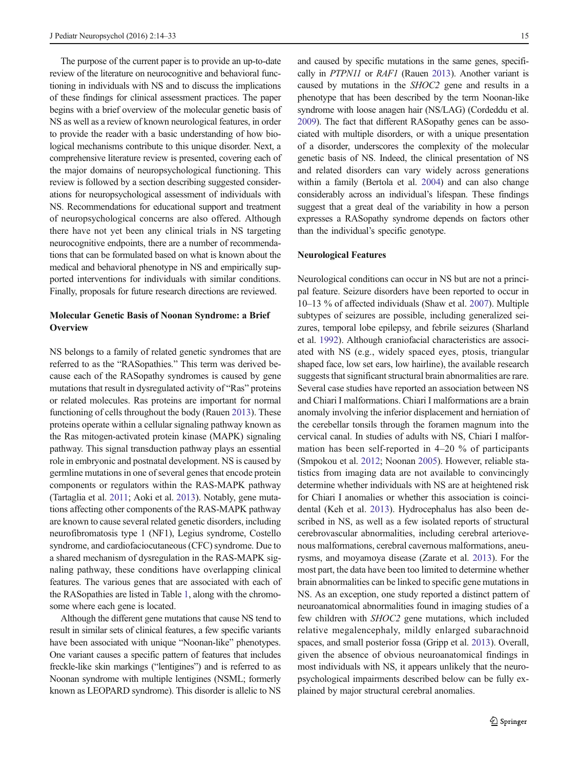The purpose of the current paper is to provide an up-to-date review of the literature on neurocognitive and behavioral functioning in individuals with NS and to discuss the implications of these findings for clinical assessment practices. The paper begins with a brief overview of the molecular genetic basis of NS as well as a review of known neurological features, in order to provide the reader with a basic understanding of how biological mechanisms contribute to this unique disorder. Next, a comprehensive literature review is presented, covering each of the major domains of neuropsychological functioning. This review is followed by a section describing suggested considerations for neuropsychological assessment of individuals with NS. Recommendations for educational support and treatment of neuropsychological concerns are also offered. Although there have not yet been any clinical trials in NS targeting neurocognitive endpoints, there are a number of recommendations that can be formulated based on what is known about the medical and behavioral phenotype in NS and empirically supported interventions for individuals with similar conditions. Finally, proposals for future research directions are reviewed.

## Molecular Genetic Basis of Noonan Syndrome: a Brief Overview

NS belongs to a family of related genetic syndromes that are referred to as the "RASopathies." This term was derived because each of the RASopathy syndromes is caused by gene mutations that result in dysregulated activity of "Ras" proteins or related molecules. Ras proteins are important for normal functioning of cells throughout the body (Rauen 2013). These proteins operate within a cellular signaling pathway known as the Ras mitogen-activated protein kinase (MAPK) signaling pathway. This signal transduction pathway plays an essential role in embryonic and postnatal development. NS is caused by germline mutations in one of several genes that encode protein components or regulators within the RAS-MAPK pathway (Tartaglia et al. 2011; Aoki et al. 2013). Notably, gene mutations affecting other components of the RAS-MAPK pathway are known to cause several related genetic disorders, including neurofibromatosis type 1 (NF1), Legius syndrome, Costello syndrome, and cardiofaciocutaneous (CFC) syndrome. Due to a shared mechanism of dysregulation in the RAS-MAPK signaling pathway, these conditions have overlapping clinical features. The various genes that are associated with each of the RASopathies are listed in Table 1, along with the chromosome where each gene is located.

Although the different gene mutations that cause NS tend to result in similar sets of clinical features, a few specific variants have been associated with unique "Noonan-like" phenotypes. One variant causes a specific pattern of features that includes freckle-like skin markings ("lentigines") and is referred to as Noonan syndrome with multiple lentigines (NSML; formerly known as LEOPARD syndrome). This disorder is allelic to NS and caused by specific mutations in the same genes, specifically in *PTPN11* or *RAF1* (Rauen 2013). Another variant is caused by mutations in the *SHOC2* gene and results in a phenotype that has been described by the term Noonan-like syndrome with loose anagen hair (NS/LAG) (Cordeddu et al. 2009). The fact that different RASopathy genes can be associated with multiple disorders, or with a unique presentation of a disorder, underscores the complexity of the molecular genetic basis of NS. Indeed, the clinical presentation of NS and related disorders can vary widely across generations within a family (Bertola et al. 2004) and can also change considerably across an individual's lifespan. These findings suggest that a great deal of the variability in how a person expresses a RASopathy syndrome depends on factors other than the individual's specific genotype.

## Neurological Features

Neurological conditions can occur in NS but are not a principal feature. Seizure disorders have been reported to occur in 10–13 % of affected individuals (Shaw et al. 2007). Multiple subtypes of seizures are possible, including generalized seizures, temporal lobe epilepsy, and febrile seizures (Sharland et al. 1992). Although craniofacial characteristics are associated with NS (e.g., widely spaced eyes, ptosis, triangular shaped face, low set ears, low hairline), the available research suggests that significant structural brain abnormalities are rare. Several case studies have reported an association between NS and Chiari I malformations. Chiari I malformations are a brain anomaly involving the inferior displacement and herniation of the cerebellar tonsils through the foramen magnum into the cervical canal. In studies of adults with NS, Chiari I malformation has been self-reported in 4–20 % of participants (Smpokou et al. 2012; Noonan 2005). However, reliable statistics from imaging data are not available to convincingly determine whether individuals with NS are at heightened risk for Chiari I anomalies or whether this association is coincidental (Keh et al. 2013). Hydrocephalus has also been described in NS, as well as a few isolated reports of structural cerebrovascular abnormalities, including cerebral arteriovenous malformations, cerebral cavernous malformations, aneurysms, and moyamoya disease (Zarate et al. 2013). For the most part, the data have been too limited to determine whether brain abnormalities can be linked to specific gene mutations in NS. As an exception, one study reported a distinct pattern of neuroanatomical abnormalities found in imaging studies of a few children with *SHOC2* gene mutations, which included relative megalencephaly, mildly enlarged subarachnoid spaces, and small posterior fossa (Gripp et al. 2013). Overall, given the absence of obvious neuroanatomical findings in most individuals with NS, it appears unlikely that the neuropsychological impairments described below can be fully explained by major structural cerebral anomalies.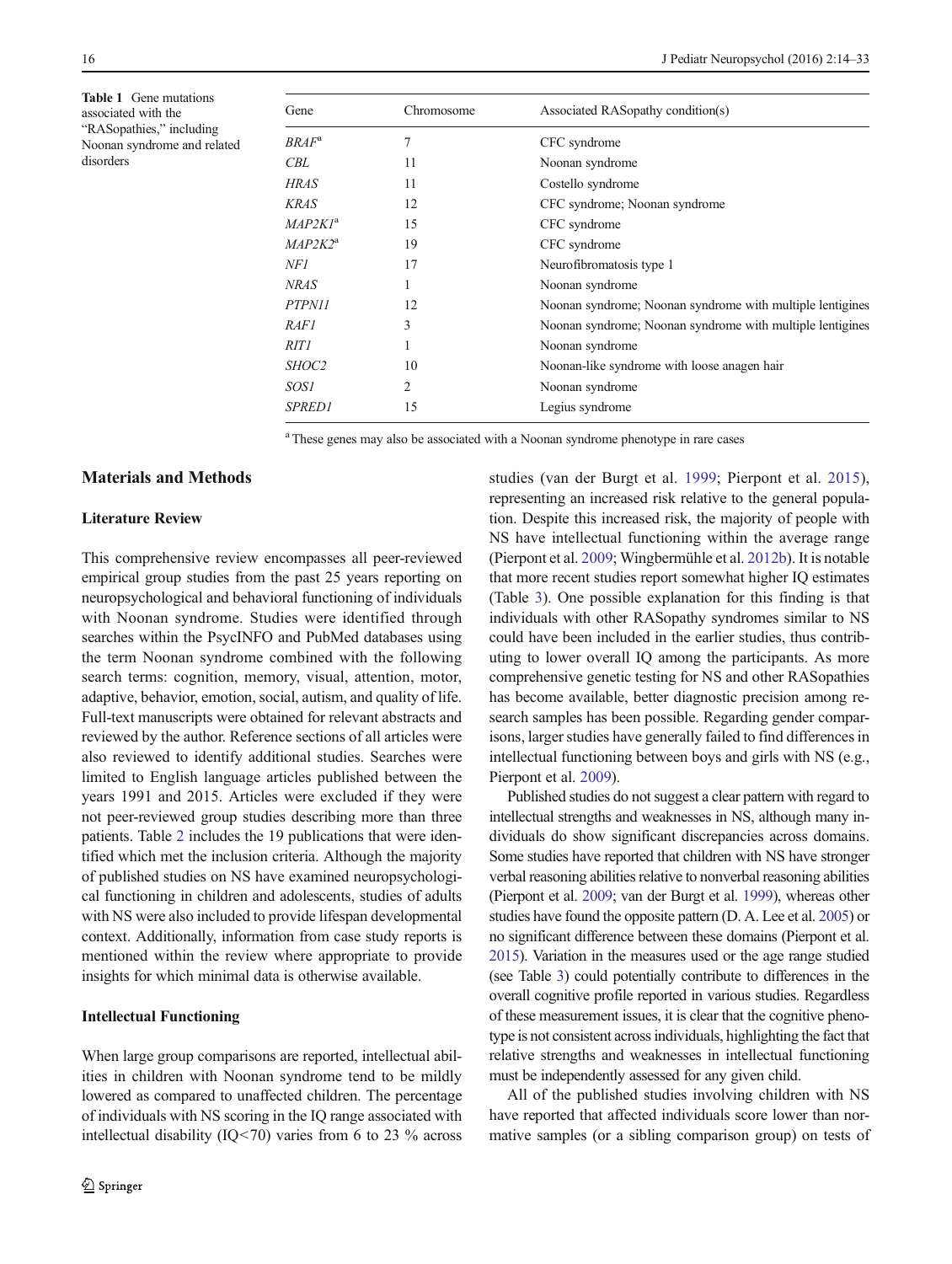Table 1 Gene mutations associated with the "RASopathies," including Noonan syndrome and related disorders

| Gene | Chromosome | Associated RASopathy condition(s) |
|---|---|---|
| *BRAF*[a] | 7 | CFC syndrome |
| *CBL* | 11 | Noonan syndrome |
| *HRAS* | 11 | Costello syndrome |
| *KRAS* | 12 | CFC syndrome; Noonan syndrome |
| *MAP2K1*[a] | 15 | CFC syndrome |
| *MAP2K2*[a] | 19 | CFC syndrome |
| *NF1* | 17 | Neurofibromatosis type 1 |
| *NRAS* | 1 | Noonan syndrome |
| *PTPN11* | 12 | Noonan syndrome; Noonan syndrome with multiple lentigines |
| *RAF1* | 3 | Noonan syndrome; Noonan syndrome with multiple lentigines |
| *RIT1* | 1 | Noonan syndrome |
| *SHOC2* | 10 | Noonan-like syndrome with loose anagen hair |
| *SOS1* | 2 | Noonan syndrome |
| *SPRED1* | 15 | Legius syndrome |

[a] These genes may also be associated with a Noonan syndrome phenotype in rare cases

## Materials and Methods

### Literature Review

This comprehensive review encompasses all peer-reviewed empirical group studies from the past 25 years reporting on neuropsychological and behavioral functioning of individuals with Noonan syndrome. Studies were identified through searches within the PsycINFO and PubMed databases using the term Noonan syndrome combined with the following search terms: cognition, memory, visual, attention, motor, adaptive, behavior, emotion, social, autism, and quality of life. Full-text manuscripts were obtained for relevant abstracts and reviewed by the author. Reference sections of all articles were also reviewed to identify additional studies. Searches were limited to English language articles published between the years 1991 and 2015. Articles were excluded if they were not peer-reviewed group studies describing more than three patients. Table 2 includes the 19 publications that were identified which met the inclusion criteria. Although the majority of published studies on NS have examined neuropsychological functioning in children and adolescents, studies of adults with NS were also included to provide lifespan developmental context. Additionally, information from case study reports is mentioned within the review where appropriate to provide insights for which minimal data is otherwise available.

### Intellectual Functioning

When large group comparisons are reported, intellectual abilities in children with Noonan syndrome tend to be mildly lowered as compared to unaffected children. The percentage of individuals with NS scoring in the IQ range associated with intellectual disability (IQ<70) varies from 6 to 23 % across studies (van der Burgt et al. 1999; Pierpont et al. 2015), representing an increased risk relative to the general population. Despite this increased risk, the majority of people with NS have intellectual functioning within the average range (Pierpont et al. 2009; Wingbermühle et al. 2012b). It is notable that more recent studies report somewhat higher IQ estimates (Table 3). One possible explanation for this finding is that individuals with other RASopathy syndromes similar to NS could have been included in the earlier studies, thus contributing to lower overall IQ among the participants. As more comprehensive genetic testing for NS and other RASopathies has become available, better diagnostic precision among research samples has been possible. Regarding gender comparisons, larger studies have generally failed to find differences in intellectual functioning between boys and girls with NS (e.g., Pierpont et al. 2009).

Published studies do not suggest a clear pattern with regard to intellectual strengths and weaknesses in NS, although many individuals do show significant discrepancies across domains. Some studies have reported that children with NS have stronger verbal reasoning abilities relative to nonverbal reasoning abilities (Pierpont et al. 2009; van der Burgt et al. 1999), whereas other studies have found the opposite pattern (D. A. Lee et al. 2005) or no significant difference between these domains (Pierpont et al. 2015). Variation in the measures used or the age range studied (see Table 3) could potentially contribute to differences in the overall cognitive profile reported in various studies. Regardless of these measurement issues, it is clear that the cognitive phenotype is not consistent across individuals, highlighting the fact that relative strengths and weaknesses in intellectual functioning must be independently assessed for any given child.

All of the published studies involving children with NS have reported that affected individuals score lower than normative samples (or a sibling comparison group) on tests of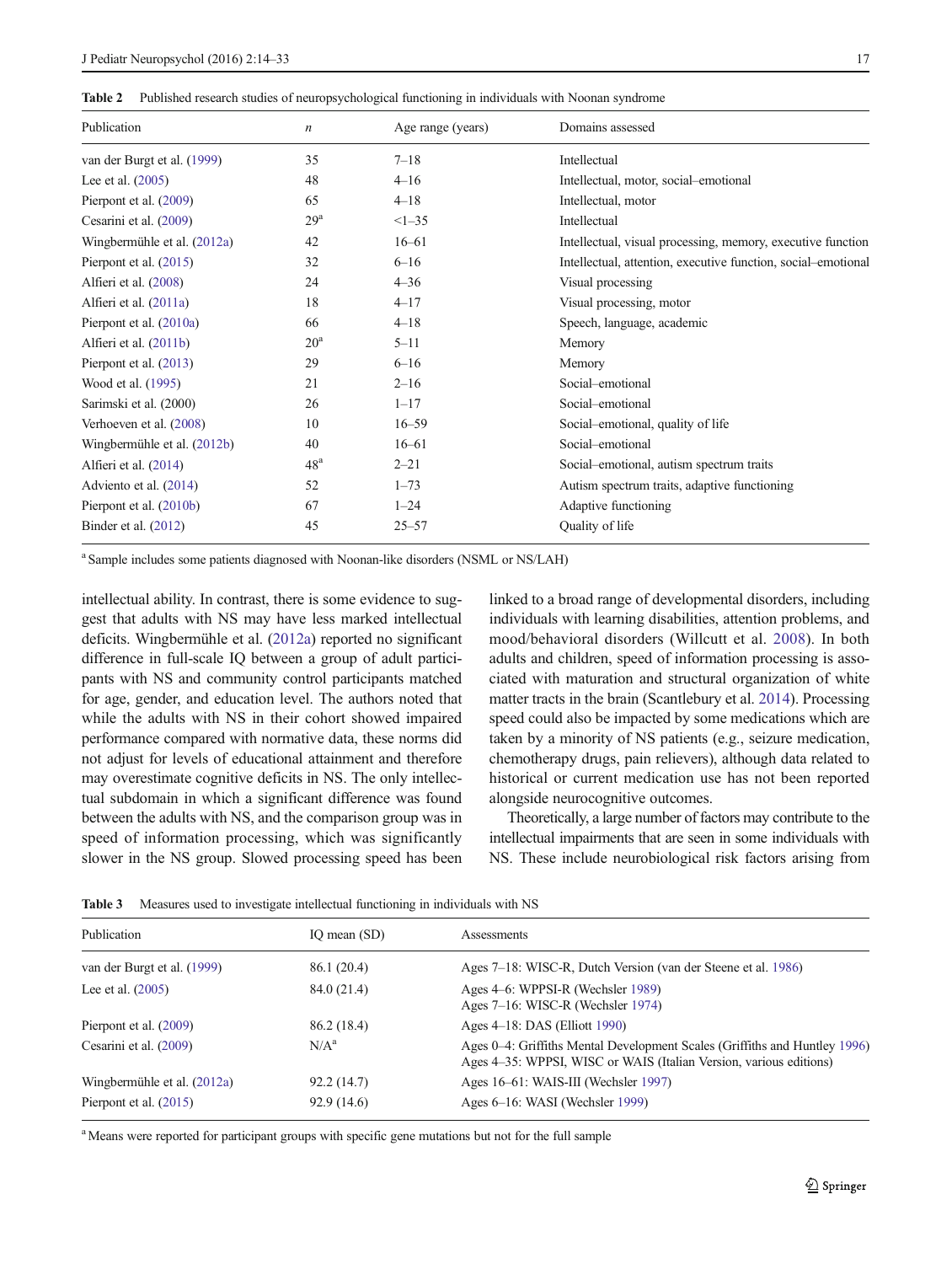Table 2 Published research studies of neuropsychological functioning in individuals with Noonan syndrome

| Publication | *n* | Age range (years) | Domains assessed |
|---|---|---|---|
| van der Burgt et al. (1999) | 35 | 7–18 | Intellectual |
| Lee et al. (2005) | 48 | 4–16 | Intellectual, motor, social–emotional |
| Pierpont et al. (2009) | 65 | 4–18 | Intellectual, motor |
| Cesarini et al. (2009) | 29[a] | <1–35 | Intellectual |
| Wingbermühle et al. (2012a) | 42 | 16–61 | Intellectual, visual processing, memory, executive function |
| Pierpont et al. (2015) | 32 | 6–16 | Intellectual, attention, executive function, social–emotional |
| Alfieri et al. (2008) | 24 | 4–36 | Visual processing |
| Alfieri et al. (2011a) | 18 | 4–17 | Visual processing, motor |
| Pierpont et al. (2010a) | 66 | 4–18 | Speech, language, academic |
| Alfieri et al. (2011b) | 20[a] | 5–11 | Memory |
| Pierpont et al. (2013) | 29 | 6–16 | Memory |
| Wood et al. (1995) | 21 | 2–16 | Social–emotional |
| Sarimski et al. (2000) | 26 | 1–17 | Social–emotional |
| Verhoeven et al. (2008) | 10 | 16–59 | Social–emotional, quality of life |
| Wingbermühle et al. (2012b) | 40 | 16–61 | Social–emotional |
| Alfieri et al. (2014) | 48[a] | 2–21 | Social–emotional, autism spectrum traits |
| Adviento et al. (2014) | 52 | 1–73 | Autism spectrum traits, adaptive functioning |
| Pierpont et al. (2010b) | 67 | 1–24 | Adaptive functioning |
| Binder et al. (2012) | 45 | 25–57 | Quality of life |

[a] Sample includes some patients diagnosed with Noonan-like disorders (NSML or NS/LAH)

intellectual ability. In contrast, there is some evidence to suggest that adults with NS may have less marked intellectual deficits. Wingbermühle et al. (2012a) reported no significant difference in full-scale IQ between a group of adult participants with NS and community control participants matched for age, gender, and education level. The authors noted that while the adults with NS in their cohort showed impaired performance compared with normative data, these norms did not adjust for levels of educational attainment and therefore may overestimate cognitive deficits in NS. The only intellectual subdomain in which a significant difference was found between the adults with NS, and the comparison group was in speed of information processing, which was significantly slower in the NS group. Slowed processing speed has been linked to a broad range of developmental disorders, including individuals with learning disabilities, attention problems, and mood/behavioral disorders (Willcutt et al. 2008). In both adults and children, speed of information processing is associated with maturation and structural organization of white matter tracts in the brain (Scantlebury et al. 2014). Processing speed could also be impacted by some medications which are taken by a minority of NS patients (e.g., seizure medication, chemotherapy drugs, pain relievers), although data related to historical or current medication use has not been reported alongside neurocognitive outcomes.

Theoretically, a large number of factors may contribute to the intellectual impairments that are seen in some individuals with NS. These include neurobiological risk factors arising from

Table 3 Measures used to investigate intellectual functioning in individuals with NS

| Publication | IQ mean (SD) | Assessments |
|---|---|---|
| van der Burgt et al. (1999) | 86.1 (20.4) | Ages 7–18: WISC-R, Dutch Version (van der Steene et al. 1986) |
| Lee et al. (2005) | 84.0 (21.4) | Ages 4–6: WPPSI-R (Wechsler 1989)<br>Ages 7–16: WISC-R (Wechsler 1974) |
| Pierpont et al. (2009) | 86.2 (18.4) | Ages 4–18: DAS (Elliott 1990) |
| Cesarini et al. (2009) | N/A[a] | Ages 0–4: Griffiths Mental Development Scales (Griffiths and Huntley 1996)<br>Ages 4–35: WPPSI, WISC or WAIS (Italian Version, various editions) |
| Wingbermühle et al. (2012a) | 92.2 (14.7) | Ages 16–61: WAIS-III (Wechsler 1997) |
| Pierpont et al. (2015) | 92.9 (14.6) | Ages 6–16: WASI (Wechsler 1999) |

[a] Means were reported for participant groups with specific gene mutations but not for the full sample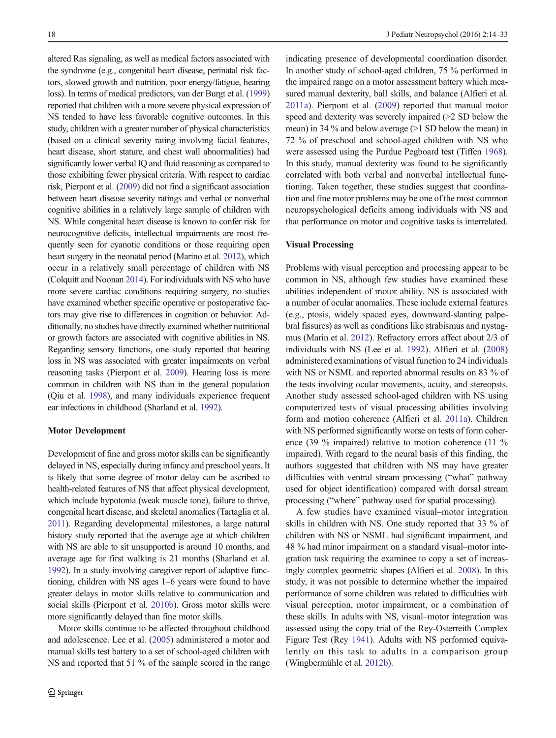altered Ras signaling, as well as medical factors associated with the syndrome (e.g., congenital heart disease, perinatal risk factors, slowed growth and nutrition, poor energy/fatigue, hearing loss). In terms of medical predictors, van der Burgt et al. (1999) reported that children with a more severe physical expression of NS tended to have less favorable cognitive outcomes. In this study, children with a greater number of physical characteristics (based on a clinical severity rating involving facial features, heart disease, short stature, and chest wall abnormalities) had significantly lower verbal IQ and fluid reasoning as compared to those exhibiting fewer physical criteria. With respect to cardiac risk, Pierpont et al. (2009) did not find a significant association between heart disease severity ratings and verbal or nonverbal cognitive abilities in a relatively large sample of children with NS. While congenital heart disease is known to confer risk for neurocognitive deficits, intellectual impairments are most frequently seen for cyanotic conditions or those requiring open heart surgery in the neonatal period (Marino et al. 2012), which occur in a relatively small percentage of children with NS (Colquitt and Noonan 2014). For individuals with NS who have more severe cardiac conditions requiring surgery, no studies have examined whether specific operative or postoperative factors may give rise to differences in cognition or behavior. Additionally, no studies have directly examined whether nutritional or growth factors are associated with cognitive abilities in NS. Regarding sensory functions, one study reported that hearing loss in NS was associated with greater impairments on verbal reasoning tasks (Pierpont et al. 2009). Hearing loss is more common in children with NS than in the general population (Qiu et al. 1998), and many individuals experience frequent ear infections in childhood (Sharland et al. 1992).

### Motor Development

Development of fine and gross motor skills can be significantly delayed in NS, especially during infancy and preschool years. It is likely that some degree of motor delay can be ascribed to health-related features of NS that affect physical development, which include hypotonia (weak muscle tone), failure to thrive, congenital heart disease, and skeletal anomalies (Tartaglia et al. 2011). Regarding developmental milestones, a large natural history study reported that the average age at which children with NS are able to sit unsupported is around 10 months, and average age for first walking is 21 months (Sharland et al. 1992). In a study involving caregiver report of adaptive functioning, children with NS ages 1–6 years were found to have greater delays in motor skills relative to communication and social skills (Pierpont et al. 2010b). Gross motor skills were more significantly delayed than fine motor skills.

Motor skills continue to be affected throughout childhood and adolescence. Lee et al. (2005) administered a motor and manual skills test battery to a set of school-aged children with NS and reported that 51 % of the sample scored in the range indicating presence of developmental coordination disorder. In another study of school-aged children, 75 % performed in the impaired range on a motor assessment battery which measured manual dexterity, ball skills, and balance (Alfieri et al. 2011a). Pierpont et al. (2009) reported that manual motor speed and dexterity was severely impaired (>2 SD below the mean) in 34 % and below average (>1 SD below the mean) in 72 % of preschool and school-aged children with NS who were assessed using the Purdue Pegboard test (Tiffen 1968). In this study, manual dexterity was found to be significantly correlated with both verbal and nonverbal intellectual functioning. Taken together, these studies suggest that coordination and fine motor problems may be one of the most common neuropsychological deficits among individuals with NS and that performance on motor and cognitive tasks is interrelated.

### Visual Processing

Problems with visual perception and processing appear to be common in NS, although few studies have examined these abilities independent of motor ability. NS is associated with a number of ocular anomalies. These include external features (e.g., ptosis, widely spaced eyes, downward-slanting palpebral fissures) as well as conditions like strabismus and nystagmus (Marin et al. 2012). Refractory errors affect about 2/3 of individuals with NS (Lee et al. 1992). Alfieri et al. (2008) administered examinations of visual function to 24 individuals with NS or NSML and reported abnormal results on 83 % of the tests involving ocular movements, acuity, and stereopsis. Another study assessed school-aged children with NS using computerized tests of visual processing abilities involving form and motion coherence (Alfieri et al. 2011a). Children with NS performed significantly worse on tests of form coherence (39 % impaired) relative to motion coherence (11 % impaired). With regard to the neural basis of this finding, the authors suggested that children with NS may have greater difficulties with ventral stream processing ("what" pathway used for object identification) compared with dorsal stream processing ("where" pathway used for spatial processing).

A few studies have examined visual–motor integration skills in children with NS. One study reported that 33 % of children with NS or NSML had significant impairment, and 48 % had minor impairment on a standard visual–motor integration task requiring the examinee to copy a set of increasingly complex geometric shapes (Alfieri et al. 2008). In this study, it was not possible to determine whether the impaired performance of some children was related to difficulties with visual perception, motor impairment, or a combination of these skills. In adults with NS, visual–motor integration was assessed using the copy trial of the Rey-Osterreith Complex Figure Test (Rey 1941). Adults with NS performed equivalently on this task to adults in a comparison group (Wingbermühle et al. 2012b).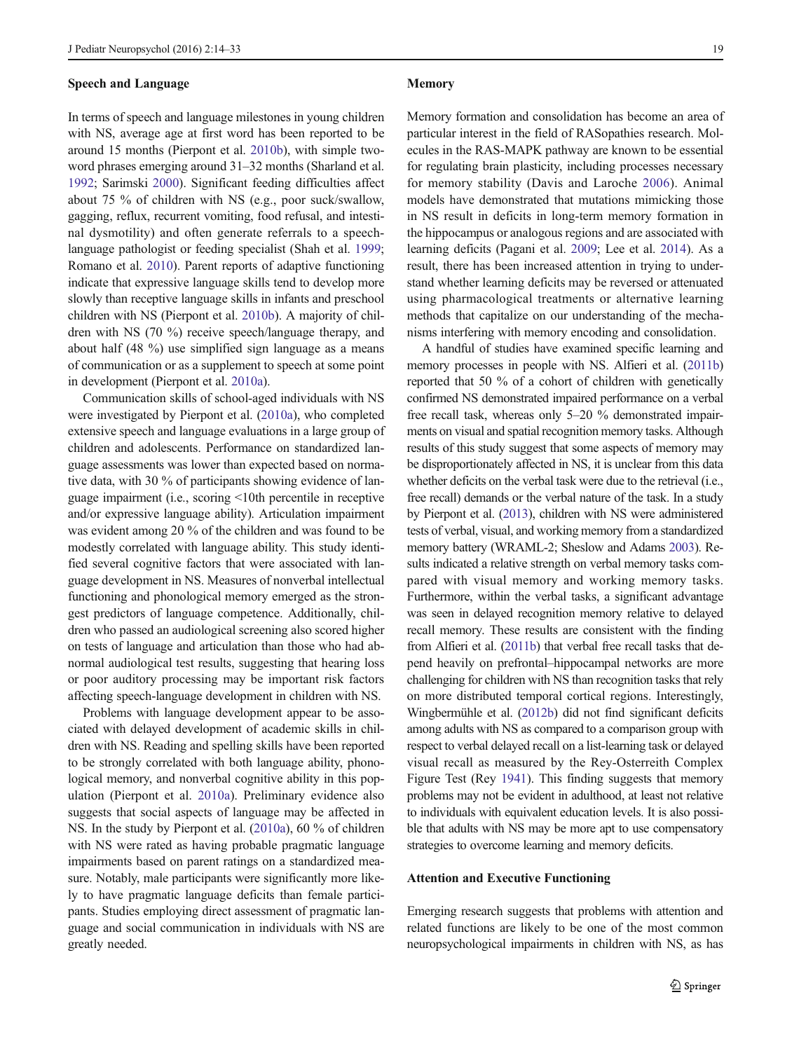## Speech and Language

In terms of speech and language milestones in young children with NS, average age at first word has been reported to be around 15 months (Pierpont et al. 2010b), with simple two-word phrases emerging around 31–32 months (Sharland et al. 1992; Sarimski 2000). Significant feeding difficulties affect about 75 % of children with NS (e.g., poor suck/swallow, gagging, reflux, recurrent vomiting, food refusal, and intestinal dysmotility) and often generate referrals to a speech-language pathologist or feeding specialist (Shah et al. 1999; Romano et al. 2010). Parent reports of adaptive functioning indicate that expressive language skills tend to develop more slowly than receptive language skills in infants and preschool children with NS (Pierpont et al. 2010b). A majority of children with NS (70 %) receive speech/language therapy, and about half (48 %) use simplified sign language as a means of communication or as a supplement to speech at some point in development (Pierpont et al. 2010a).

Communication skills of school-aged individuals with NS were investigated by Pierpont et al. (2010a), who completed extensive speech and language evaluations in a large group of children and adolescents. Performance on standardized language assessments was lower than expected based on normative data, with 30 % of participants showing evidence of language impairment (i.e., scoring <10th percentile in receptive and/or expressive language ability). Articulation impairment was evident among 20 % of the children and was found to be modestly correlated with language ability. This study identified several cognitive factors that were associated with language development in NS. Measures of nonverbal intellectual functioning and phonological memory emerged as the strongest predictors of language competence. Additionally, children who passed an audiological screening also scored higher on tests of language and articulation than those who had abnormal audiological test results, suggesting that hearing loss or poor auditory processing may be important risk factors affecting speech-language development in children with NS.

Problems with language development appear to be associated with delayed development of academic skills in children with NS. Reading and spelling skills have been reported to be strongly correlated with both language ability, phonological memory, and nonverbal cognitive ability in this population (Pierpont et al. 2010a). Preliminary evidence also suggests that social aspects of language may be affected in NS. In the study by Pierpont et al. (2010a), 60 % of children with NS were rated as having probable pragmatic language impairments based on parent ratings on a standardized measure. Notably, male participants were significantly more likely to have pragmatic language deficits than female participants. Studies employing direct assessment of pragmatic language and social communication in individuals with NS are greatly needed.

## Memory

Memory formation and consolidation has become an area of particular interest in the field of RASopathies research. Molecules in the RAS-MAPK pathway are known to be essential for regulating brain plasticity, including processes necessary for memory stability (Davis and Laroche 2006). Animal models have demonstrated that mutations mimicking those in NS result in deficits in long-term memory formation in the hippocampus or analogous regions and are associated with learning deficits (Pagani et al. 2009; Lee et al. 2014). As a result, there has been increased attention in trying to understand whether learning deficits may be reversed or attenuated using pharmacological treatments or alternative learning methods that capitalize on our understanding of the mechanisms interfering with memory encoding and consolidation.

A handful of studies have examined specific learning and memory processes in people with NS. Alfieri et al. (2011b) reported that 50 % of a cohort of children with genetically confirmed NS demonstrated impaired performance on a verbal free recall task, whereas only 5–20 % demonstrated impairments on visual and spatial recognition memory tasks. Although results of this study suggest that some aspects of memory may be disproportionately affected in NS, it is unclear from this data whether deficits on the verbal task were due to the retrieval (i.e., free recall) demands or the verbal nature of the task. In a study by Pierpont et al. (2013), children with NS were administered tests of verbal, visual, and working memory from a standardized memory battery (WRAML-2; Sheslow and Adams 2003). Results indicated a relative strength on verbal memory tasks compared with visual memory and working memory tasks. Furthermore, within the verbal tasks, a significant advantage was seen in delayed recognition memory relative to delayed recall memory. These results are consistent with the finding from Alfieri et al. (2011b) that verbal free recall tasks that depend heavily on prefrontal–hippocampal networks are more challenging for children with NS than recognition tasks that rely on more distributed temporal cortical regions. Interestingly, Wingbermühle et al. (2012b) did not find significant deficits among adults with NS as compared to a comparison group with respect to verbal delayed recall on a list-learning task or delayed visual recall as measured by the Rey-Osterreith Complex Figure Test (Rey 1941). This finding suggests that memory problems may not be evident in adulthood, at least not relative to individuals with equivalent education levels. It is also possible that adults with NS may be more apt to use compensatory strategies to overcome learning and memory deficits.

## Attention and Executive Functioning

Emerging research suggests that problems with attention and related functions are likely to be one of the most common neuropsychological impairments in children with NS, as has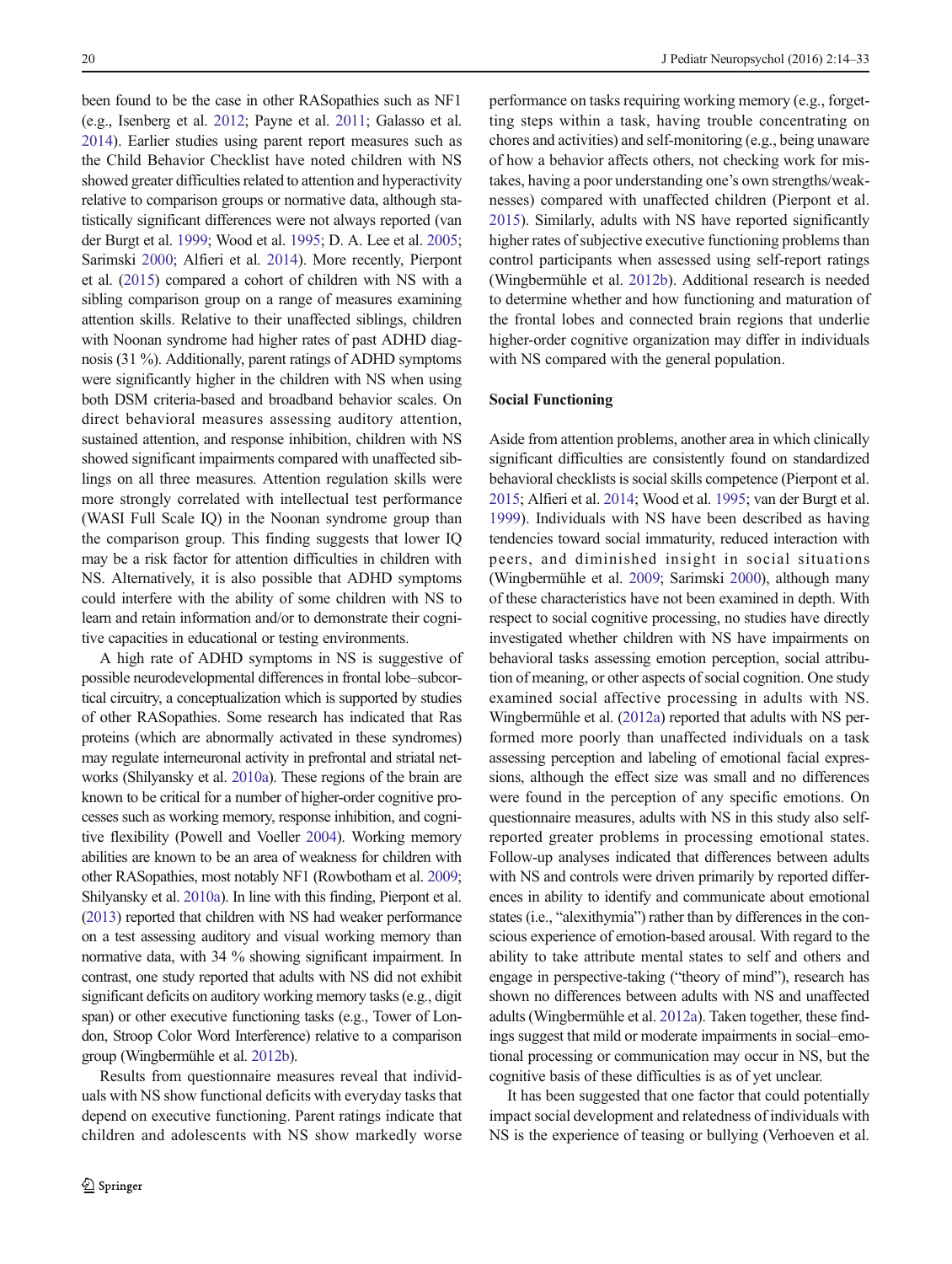been found to be the case in other RASopathies such as NF1 (e.g., Isenberg et al. 2012; Payne et al. 2011; Galasso et al. 2014). Earlier studies using parent report measures such as the Child Behavior Checklist have noted children with NS showed greater difficulties related to attention and hyperactivity relative to comparison groups or normative data, although statistically significant differences were not always reported (van der Burgt et al. 1999; Wood et al. 1995; D. A. Lee et al. 2005; Sarimski 2000; Alfieri et al. 2014). More recently, Pierpont et al. (2015) compared a cohort of children with NS with a sibling comparison group on a range of measures examining attention skills. Relative to their unaffected siblings, children with Noonan syndrome had higher rates of past ADHD diagnosis (31 %). Additionally, parent ratings of ADHD symptoms were significantly higher in the children with NS when using both DSM criteria-based and broadband behavior scales. On direct behavioral measures assessing auditory attention, sustained attention, and response inhibition, children with NS showed significant impairments compared with unaffected siblings on all three measures. Attention regulation skills were more strongly correlated with intellectual test performance (WASI Full Scale IQ) in the Noonan syndrome group than the comparison group. This finding suggests that lower IQ may be a risk factor for attention difficulties in children with NS. Alternatively, it is also possible that ADHD symptoms could interfere with the ability of some children with NS to learn and retain information and/or to demonstrate their cognitive capacities in educational or testing environments.

A high rate of ADHD symptoms in NS is suggestive of possible neurodevelopmental differences in frontal lobe–subcortical circuitry, a conceptualization which is supported by studies of other RASopathies. Some research has indicated that Ras proteins (which are abnormally activated in these syndromes) may regulate interneuronal activity in prefrontal and striatal networks (Shilyansky et al. 2010a). These regions of the brain are known to be critical for a number of higher-order cognitive processes such as working memory, response inhibition, and cognitive flexibility (Powell and Voeller 2004). Working memory abilities are known to be an area of weakness for children with other RASopathies, most notably NF1 (Rowbotham et al. 2009; Shilyansky et al. 2010a). In line with this finding, Pierpont et al. (2013) reported that children with NS had weaker performance on a test assessing auditory and visual working memory than normative data, with 34 % showing significant impairment. In contrast, one study reported that adults with NS did not exhibit significant deficits on auditory working memory tasks (e.g., digit span) or other executive functioning tasks (e.g., Tower of London, Stroop Color Word Interference) relative to a comparison group (Wingbermühle et al. 2012b).

Results from questionnaire measures reveal that individuals with NS show functional deficits with everyday tasks that depend on executive functioning. Parent ratings indicate that children and adolescents with NS show markedly worse performance on tasks requiring working memory (e.g., forgetting steps within a task, having trouble concentrating on chores and activities) and self-monitoring (e.g., being unaware of how a behavior affects others, not checking work for mistakes, having a poor understanding one's own strengths/weaknesses) compared with unaffected children (Pierpont et al. 2015). Similarly, adults with NS have reported significantly higher rates of subjective executive functioning problems than control participants when assessed using self-report ratings (Wingbermühle et al. 2012b). Additional research is needed to determine whether and how functioning and maturation of the frontal lobes and connected brain regions that underlie higher-order cognitive organization may differ in individuals with NS compared with the general population.

## Social Functioning

Aside from attention problems, another area in which clinically significant difficulties are consistently found on standardized behavioral checklists is social skills competence (Pierpont et al. 2015; Alfieri et al. 2014; Wood et al. 1995; van der Burgt et al. 1999). Individuals with NS have been described as having tendencies toward social immaturity, reduced interaction with peers, and diminished insight in social situations (Wingbermühle et al. 2009; Sarimski 2000), although many of these characteristics have not been examined in depth. With respect to social cognitive processing, no studies have directly investigated whether children with NS have impairments on behavioral tasks assessing emotion perception, social attribution of meaning, or other aspects of social cognition. One study examined social affective processing in adults with NS. Wingbermühle et al. (2012a) reported that adults with NS performed more poorly than unaffected individuals on a task assessing perception and labeling of emotional facial expressions, although the effect size was small and no differences were found in the perception of any specific emotions. On questionnaire measures, adults with NS in this study also self-reported greater problems in processing emotional states. Follow-up analyses indicated that differences between adults with NS and controls were driven primarily by reported differences in ability to identify and communicate about emotional states (i.e., "alexithymia") rather than by differences in the conscious experience of emotion-based arousal. With regard to the ability to take attribute mental states to self and others and engage in perspective-taking ("theory of mind"), research has shown no differences between adults with NS and unaffected adults (Wingbermühle et al. 2012a). Taken together, these findings suggest that mild or moderate impairments in social–emotional processing or communication may occur in NS, but the cognitive basis of these difficulties is as of yet unclear.

It has been suggested that one factor that could potentially impact social development and relatedness of individuals with NS is the experience of teasing or bullying (Verhoeven et al.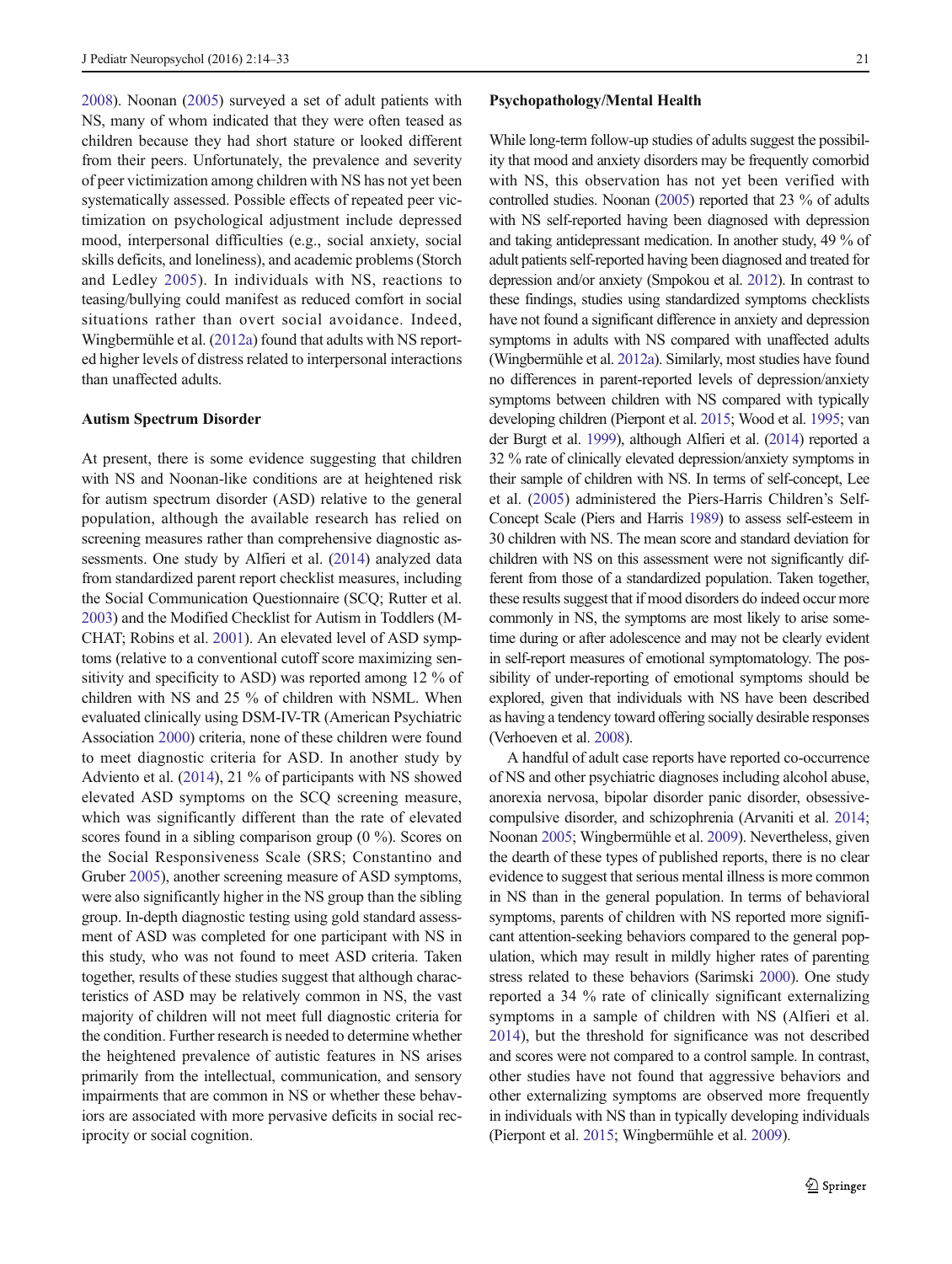2008). Noonan (2005) surveyed a set of adult patients with NS, many of whom indicated that they were often teased as children because they had short stature or looked different from their peers. Unfortunately, the prevalence and severity of peer victimization among children with NS has not yet been systematically assessed. Possible effects of repeated peer victimization on psychological adjustment include depressed mood, interpersonal difficulties (e.g., social anxiety, social skills deficits, and loneliness), and academic problems (Storch and Ledley 2005). In individuals with NS, reactions to teasing/bullying could manifest as reduced comfort in social situations rather than overt social avoidance. Indeed, Wingbermühle et al. (2012a) found that adults with NS reported higher levels of distress related to interpersonal interactions than unaffected adults.

### Autism Spectrum Disorder

At present, there is some evidence suggesting that children with NS and Noonan-like conditions are at heightened risk for autism spectrum disorder (ASD) relative to the general population, although the available research has relied on screening measures rather than comprehensive diagnostic assessments. One study by Alfieri et al. (2014) analyzed data from standardized parent report checklist measures, including the Social Communication Questionnaire (SCQ; Rutter et al. 2003) and the Modified Checklist for Autism in Toddlers (M-CHAT; Robins et al. 2001). An elevated level of ASD symptoms (relative to a conventional cutoff score maximizing sensitivity and specificity to ASD) was reported among 12 % of children with NS and 25 % of children with NSML. When evaluated clinically using DSM-IV-TR (American Psychiatric Association 2000) criteria, none of these children were found to meet diagnostic criteria for ASD. In another study by Adviento et al. (2014), 21 % of participants with NS showed elevated ASD symptoms on the SCQ screening measure, which was significantly different than the rate of elevated scores found in a sibling comparison group (0 %). Scores on the Social Responsiveness Scale (SRS; Constantino and Gruber 2005), another screening measure of ASD symptoms, were also significantly higher in the NS group than the sibling group. In-depth diagnostic testing using gold standard assessment of ASD was completed for one participant with NS in this study, who was not found to meet ASD criteria. Taken together, results of these studies suggest that although characteristics of ASD may be relatively common in NS, the vast majority of children will not meet full diagnostic criteria for the condition. Further research is needed to determine whether the heightened prevalence of autistic features in NS arises primarily from the intellectual, communication, and sensory impairments that are common in NS or whether these behaviors are associated with more pervasive deficits in social reciprocity or social cognition.

### Psychopathology/Mental Health

While long-term follow-up studies of adults suggest the possibility that mood and anxiety disorders may be frequently comorbid with NS, this observation has not yet been verified with controlled studies. Noonan (2005) reported that 23 % of adults with NS self-reported having been diagnosed with depression and taking antidepressant medication. In another study, 49 % of adult patients self-reported having been diagnosed and treated for depression and/or anxiety (Smpokou et al. 2012). In contrast to these findings, studies using standardized symptoms checklists have not found a significant difference in anxiety and depression symptoms in adults with NS compared with unaffected adults (Wingbermühle et al. 2012a). Similarly, most studies have found no differences in parent-reported levels of depression/anxiety symptoms between children with NS compared with typically developing children (Pierpont et al. 2015; Wood et al. 1995; van der Burgt et al. 1999), although Alfieri et al. (2014) reported a 32 % rate of clinically elevated depression/anxiety symptoms in their sample of children with NS. In terms of self-concept, Lee et al. (2005) administered the Piers-Harris Children's Self-Concept Scale (Piers and Harris 1989) to assess self-esteem in 30 children with NS. The mean score and standard deviation for children with NS on this assessment were not significantly different from those of a standardized population. Taken together, these results suggest that if mood disorders do indeed occur more commonly in NS, the symptoms are most likely to arise sometime during or after adolescence and may not be clearly evident in self-report measures of emotional symptomatology. The possibility of under-reporting of emotional symptoms should be explored, given that individuals with NS have been described as having a tendency toward offering socially desirable responses (Verhoeven et al. 2008).

A handful of adult case reports have reported co-occurrence of NS and other psychiatric diagnoses including alcohol abuse, anorexia nervosa, bipolar disorder panic disorder, obsessive-compulsive disorder, and schizophrenia (Arvaniti et al. 2014; Noonan 2005; Wingbermühle et al. 2009). Nevertheless, given the dearth of these types of published reports, there is no clear evidence to suggest that serious mental illness is more common in NS than in the general population. In terms of behavioral symptoms, parents of children with NS reported more significant attention-seeking behaviors compared to the general population, which may result in mildly higher rates of parenting stress related to these behaviors (Sarimski 2000). One study reported a 34 % rate of clinically significant externalizing symptoms in a sample of children with NS (Alfieri et al. 2014), but the threshold for significance was not described and scores were not compared to a control sample. In contrast, other studies have not found that aggressive behaviors and other externalizing symptoms are observed more frequently in individuals with NS than in typically developing individuals (Pierpont et al. 2015; Wingbermühle et al. 2009).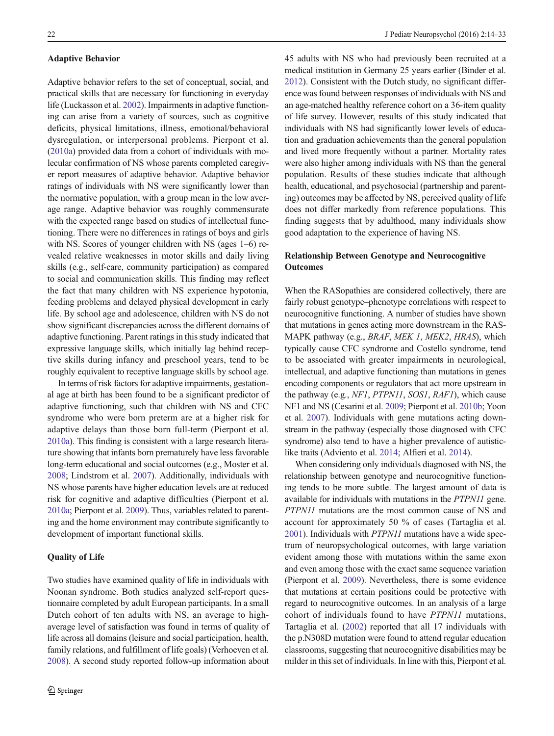### Adaptive Behavior

Adaptive behavior refers to the set of conceptual, social, and practical skills that are necessary for functioning in everyday life (Luckasson et al. 2002). Impairments in adaptive functioning can arise from a variety of sources, such as cognitive deficits, physical limitations, illness, emotional/behavioral dysregulation, or interpersonal problems. Pierpont et al. (2010a) provided data from a cohort of individuals with molecular confirmation of NS whose parents completed caregiver report measures of adaptive behavior. Adaptive behavior ratings of individuals with NS were significantly lower than the normative population, with a group mean in the low average range. Adaptive behavior was roughly commensurate with the expected range based on studies of intellectual functioning. There were no differences in ratings of boys and girls with NS. Scores of younger children with NS (ages 1–6) revealed relative weaknesses in motor skills and daily living skills (e.g., self-care, community participation) as compared to social and communication skills. This finding may reflect the fact that many children with NS experience hypotonia, feeding problems and delayed physical development in early life. By school age and adolescence, children with NS do not show significant discrepancies across the different domains of adaptive functioning. Parent ratings in this study indicated that expressive language skills, which initially lag behind receptive skills during infancy and preschool years, tend to be roughly equivalent to receptive language skills by school age.

In terms of risk factors for adaptive impairments, gestational age at birth has been found to be a significant predictor of adaptive functioning, such that children with NS and CFC syndrome who were born preterm are at a higher risk for adaptive delays than those born full-term (Pierpont et al. 2010a). This finding is consistent with a large research literature showing that infants born prematurely have less favorable long-term educational and social outcomes (e.g., Moster et al. 2008; Lindstrom et al. 2007). Additionally, individuals with NS whose parents have higher education levels are at reduced risk for cognitive and adaptive difficulties (Pierpont et al. 2010a; Pierpont et al. 2009). Thus, variables related to parenting and the home environment may contribute significantly to development of important functional skills.

### Quality of Life

Two studies have examined quality of life in individuals with Noonan syndrome. Both studies analyzed self-report questionnaire completed by adult European participants. In a small Dutch cohort of ten adults with NS, an average to high-average level of satisfaction was found in terms of quality of life across all domains (leisure and social participation, health, family relations, and fulfillment of life goals) (Verhoeven et al. 2008). A second study reported follow-up information about 45 adults with NS who had previously been recruited at a medical institution in Germany 25 years earlier (Binder et al. 2012). Consistent with the Dutch study, no significant difference was found between responses of individuals with NS and an age-matched healthy reference cohort on a 36-item quality of life survey. However, results of this study indicated that individuals with NS had significantly lower levels of education and graduation achievements than the general population and lived more frequently without a partner. Mortality rates were also higher among individuals with NS than the general population. Results of these studies indicate that although health, educational, and psychosocial (partnership and parenting) outcomes may be affected by NS, perceived quality of life does not differ markedly from reference populations. This finding suggests that by adulthood, many individuals show good adaptation to the experience of having NS.

### Relationship Between Genotype and Neurocognitive Outcomes

When the RASopathies are considered collectively, there are fairly robust genotype–phenotype correlations with respect to neurocognitive functioning. A number of studies have shown that mutations in genes acting more downstream in the RAS-MAPK pathway (e.g., *BRAF*, *MEK 1*, *MEK2*, *HRAS*), which typically cause CFC syndrome and Costello syndrome, tend to be associated with greater impairments in neurological, intellectual, and adaptive functioning than mutations in genes encoding components or regulators that act more upstream in the pathway (e.g., *NF1*, *PTPN11*, *SOS1*, *RAF1*), which cause NF1 and NS (Cesarini et al. 2009; Pierpont et al. 2010b; Yoon et al. 2007). Individuals with gene mutations acting downstream in the pathway (especially those diagnosed with CFC syndrome) also tend to have a higher prevalence of autistic-like traits (Adviento et al. 2014; Alfieri et al. 2014).

When considering only individuals diagnosed with NS, the relationship between genotype and neurocognitive functioning tends to be more subtle. The largest amount of data is available for individuals with mutations in the *PTPN11* gene. *PTPN11* mutations are the most common cause of NS and account for approximately 50 % of cases (Tartaglia et al. 2001). Individuals with *PTPN11* mutations have a wide spectrum of neuropsychological outcomes, with large variation evident among those with mutations within the same exon and even among those with the exact same sequence variation (Pierpont et al. 2009). Nevertheless, there is some evidence that mutations at certain positions could be protective with regard to neurocognitive outcomes. In an analysis of a large cohort of individuals found to have *PTPN11* mutations, Tartaglia et al. (2002) reported that all 17 individuals with the p.N308D mutation were found to attend regular education classrooms, suggesting that neurocognitive disabilities may be milder in this set of individuals. In line with this, Pierpont et al.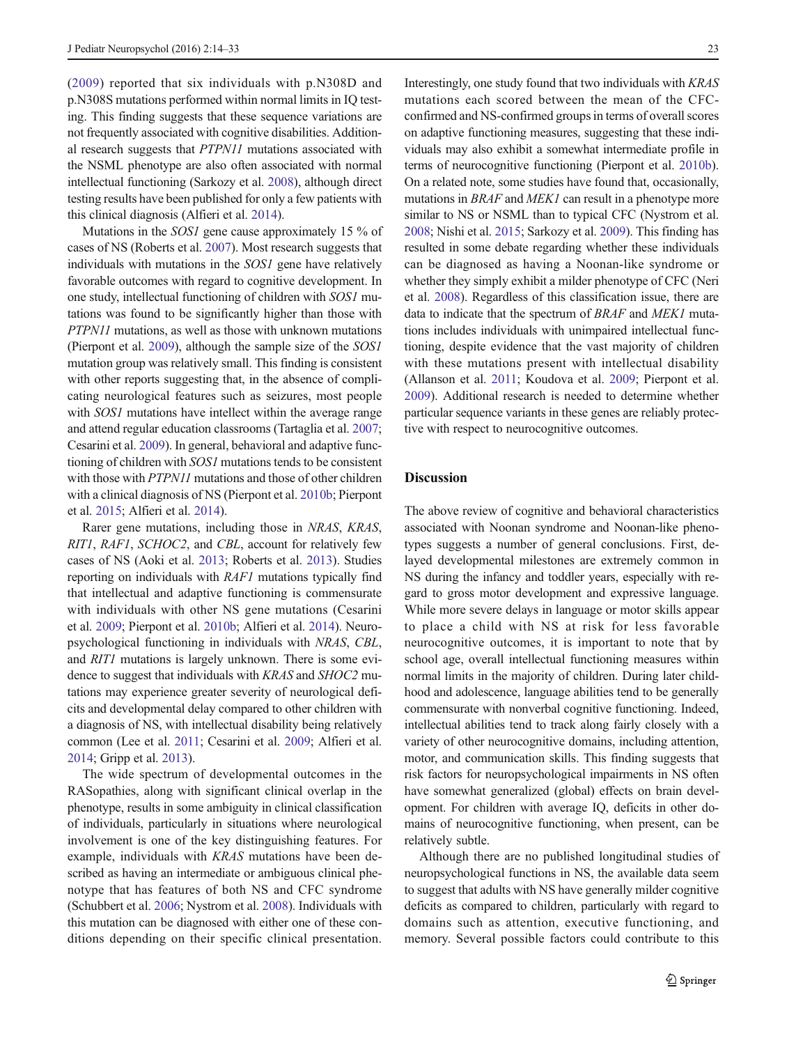(2009) reported that six individuals with p.N308D and p.N308S mutations performed within normal limits in IQ testing. This finding suggests that these sequence variations are not frequently associated with cognitive disabilities. Additional research suggests that *PTPN11* mutations associated with the NSML phenotype are also often associated with normal intellectual functioning (Sarkozy et al. 2008), although direct testing results have been published for only a few patients with this clinical diagnosis (Alfieri et al. 2014).

Mutations in the *SOS1* gene cause approximately 15 % of cases of NS (Roberts et al. 2007). Most research suggests that individuals with mutations in the *SOS1* gene have relatively favorable outcomes with regard to cognitive development. In one study, intellectual functioning of children with *SOS1* mutations was found to be significantly higher than those with *PTPN11* mutations, as well as those with unknown mutations (Pierpont et al. 2009), although the sample size of the *SOS1* mutation group was relatively small. This finding is consistent with other reports suggesting that, in the absence of complicating neurological features such as seizures, most people with *SOS1* mutations have intellect within the average range and attend regular education classrooms (Tartaglia et al. 2007; Cesarini et al. 2009). In general, behavioral and adaptive functioning of children with *SOS1* mutations tends to be consistent with those with *PTPN11* mutations and those of other children with a clinical diagnosis of NS (Pierpont et al. 2010b; Pierpont et al. 2015; Alfieri et al. 2014).

Rarer gene mutations, including those in *NRAS*, *KRAS*, *RIT1*, *RAF1*, *SCHOC2*, and *CBL*, account for relatively few cases of NS (Aoki et al. 2013; Roberts et al. 2013). Studies reporting on individuals with *RAF1* mutations typically find that intellectual and adaptive functioning is commensurate with individuals with other NS gene mutations (Cesarini et al. 2009; Pierpont et al. 2010b; Alfieri et al. 2014). Neuropsychological functioning in individuals with *NRAS*, *CBL*, and *RIT1* mutations is largely unknown. There is some evidence to suggest that individuals with *KRAS* and *SHOC2* mutations may experience greater severity of neurological deficits and developmental delay compared to other children with a diagnosis of NS, with intellectual disability being relatively common (Lee et al. 2011; Cesarini et al. 2009; Alfieri et al. 2014; Gripp et al. 2013).

The wide spectrum of developmental outcomes in the RASopathies, along with significant clinical overlap in the phenotype, results in some ambiguity in clinical classification of individuals, particularly in situations where neurological involvement is one of the key distinguishing features. For example, individuals with *KRAS* mutations have been described as having an intermediate or ambiguous clinical phenotype that has features of both NS and CFC syndrome (Schubbert et al. 2006; Nystrom et al. 2008). Individuals with this mutation can be diagnosed with either one of these conditions depending on their specific clinical presentation. Interestingly, one study found that two individuals with *KRAS* mutations each scored between the mean of the CFC-confirmed and NS-confirmed groups in terms of overall scores on adaptive functioning measures, suggesting that these individuals may also exhibit a somewhat intermediate profile in terms of neurocognitive functioning (Pierpont et al. 2010b). On a related note, some studies have found that, occasionally, mutations in *BRAF* and *MEK1* can result in a phenotype more similar to NS or NSML than to typical CFC (Nystrom et al. 2008; Nishi et al. 2015; Sarkozy et al. 2009). This finding has resulted in some debate regarding whether these individuals can be diagnosed as having a Noonan-like syndrome or whether they simply exhibit a milder phenotype of CFC (Neri et al. 2008). Regardless of this classification issue, there are data to indicate that the spectrum of *BRAF* and *MEK1* mutations includes individuals with unimpaired intellectual functioning, despite evidence that the vast majority of children with these mutations present with intellectual disability (Allanson et al. 2011; Koudova et al. 2009; Pierpont et al. 2009). Additional research is needed to determine whether particular sequence variants in these genes are reliably protective with respect to neurocognitive outcomes.

## Discussion

The above review of cognitive and behavioral characteristics associated with Noonan syndrome and Noonan-like phenotypes suggests a number of general conclusions. First, delayed developmental milestones are extremely common in NS during the infancy and toddler years, especially with regard to gross motor development and expressive language. While more severe delays in language or motor skills appear to place a child with NS at risk for less favorable neurocognitive outcomes, it is important to note that by school age, overall intellectual functioning measures within normal limits in the majority of children. During later childhood and adolescence, language abilities tend to be generally commensurate with nonverbal cognitive functioning. Indeed, intellectual abilities tend to track along fairly closely with a variety of other neurocognitive domains, including attention, motor, and communication skills. This finding suggests that risk factors for neuropsychological impairments in NS often have somewhat generalized (global) effects on brain development. For children with average IQ, deficits in other domains of neurocognitive functioning, when present, can be relatively subtle.

Although there are no published longitudinal studies of neuropsychological functions in NS, the available data seem to suggest that adults with NS have generally milder cognitive deficits as compared to children, particularly with regard to domains such as attention, executive functioning, and memory. Several possible factors could contribute to this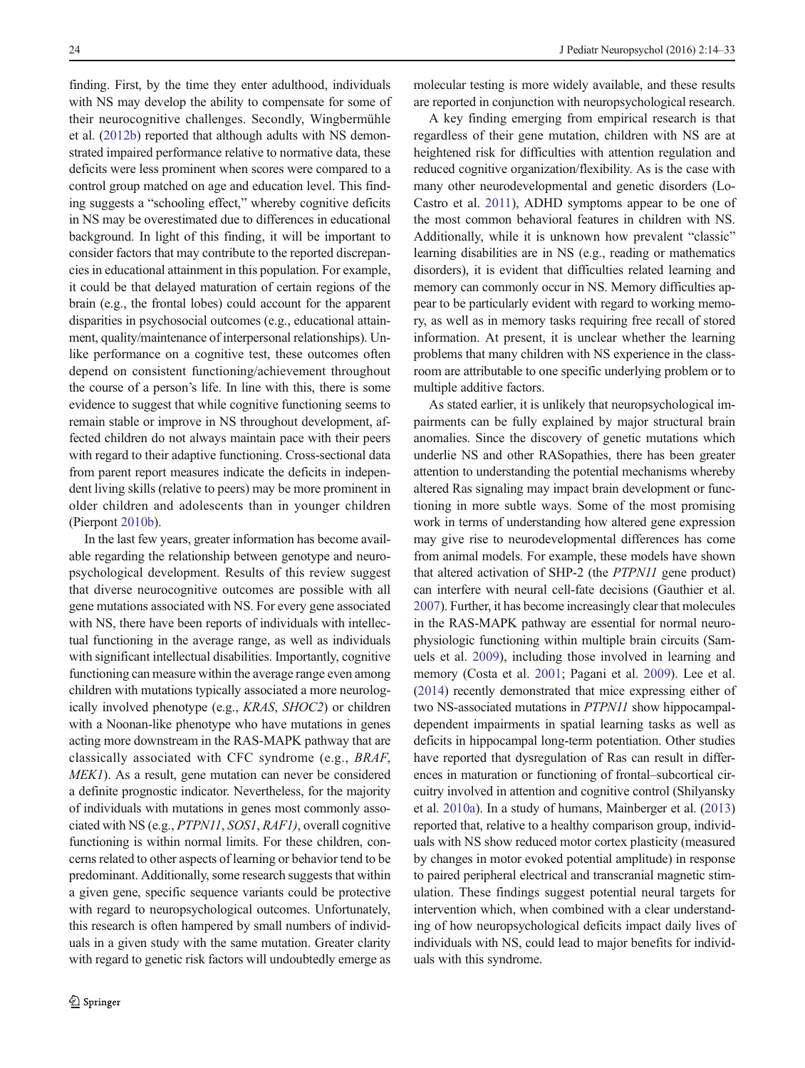finding. First, by the time they enter adulthood, individuals with NS may develop the ability to compensate for some of their neurocognitive challenges. Secondly, Wingbermühle et al. (2012b) reported that although adults with NS demonstrated impaired performance relative to normative data, these deficits were less prominent when scores were compared to a control group matched on age and education level. This finding suggests a "schooling effect," whereby cognitive deficits in NS may be overestimated due to differences in educational background. In light of this finding, it will be important to consider factors that may contribute to the reported discrepancies in educational attainment in this population. For example, it could be that delayed maturation of certain regions of the brain (e.g., the frontal lobes) could account for the apparent disparities in psychosocial outcomes (e.g., educational attainment, quality/maintenance of interpersonal relationships). Unlike performance on a cognitive test, these outcomes often depend on consistent functioning/achievement throughout the course of a person's life. In line with this, there is some evidence to suggest that while cognitive functioning seems to remain stable or improve in NS throughout development, affected children do not always maintain pace with their peers with regard to their adaptive functioning. Cross-sectional data from parent report measures indicate the deficits in independent living skills (relative to peers) may be more prominent in older children and adolescents than in younger children (Pierpont 2010b).

In the last few years, greater information has become available regarding the relationship between genotype and neuropsychological development. Results of this review suggest that diverse neurocognitive outcomes are possible with all gene mutations associated with NS. For every gene associated with NS, there have been reports of individuals with intellectual functioning in the average range, as well as individuals with significant intellectual disabilities. Importantly, cognitive functioning can measure within the average range even among children with mutations typically associated a more neurologically involved phenotype (e.g., *KRAS*, *SHOC2*) or children with a Noonan-like phenotype who have mutations in genes acting more downstream in the RAS-MAPK pathway that are classically associated with CFC syndrome (e.g., *BRAF*, *MEK1*). As a result, gene mutation can never be considered a definite prognostic indicator. Nevertheless, for the majority of individuals with mutations in genes most commonly associated with NS (e.g., *PTPN11*, *SOS1*, *RAF1)*, overall cognitive functioning is within normal limits. For these children, concerns related to other aspects of learning or behavior tend to be predominant. Additionally, some research suggests that within a given gene, specific sequence variants could be protective with regard to neuropsychological outcomes. Unfortunately, this research is often hampered by small numbers of individuals in a given study with the same mutation. Greater clarity with regard to genetic risk factors will undoubtedly emerge as molecular testing is more widely available, and these results are reported in conjunction with neuropsychological research.

A key finding emerging from empirical research is that regardless of their gene mutation, children with NS are at heightened risk for difficulties with attention regulation and reduced cognitive organization/flexibility. As is the case with many other neurodevelopmental and genetic disorders (Lo-Castro et al. 2011), ADHD symptoms appear to be one of the most common behavioral features in children with NS. Additionally, while it is unknown how prevalent "classic" learning disabilities are in NS (e.g., reading or mathematics disorders), it is evident that difficulties related learning and memory can commonly occur in NS. Memory difficulties appear to be particularly evident with regard to working memory, as well as in memory tasks requiring free recall of stored information. At present, it is unclear whether the learning problems that many children with NS experience in the classroom are attributable to one specific underlying problem or to multiple additive factors.

As stated earlier, it is unlikely that neuropsychological impairments can be fully explained by major structural brain anomalies. Since the discovery of genetic mutations which underlie NS and other RASopathies, there has been greater attention to understanding the potential mechanisms whereby altered Ras signaling may impact brain development or functioning in more subtle ways. Some of the most promising work in terms of understanding how altered gene expression may give rise to neurodevelopmental differences has come from animal models. For example, these models have shown that altered activation of SHP-2 (the *PTPN11* gene product) can interfere with neural cell-fate decisions (Gauthier et al. 2007). Further, it has become increasingly clear that molecules in the RAS-MAPK pathway are essential for normal neurophysiologic functioning within multiple brain circuits (Samuels et al. 2009), including those involved in learning and memory (Costa et al. 2001; Pagani et al. 2009). Lee et al. (2014) recently demonstrated that mice expressing either of two NS-associated mutations in *PTPN11* show hippocampal-dependent impairments in spatial learning tasks as well as deficits in hippocampal long-term potentiation. Other studies have reported that dysregulation of Ras can result in differences in maturation or functioning of frontal–subcortical circuitry involved in attention and cognitive control (Shilyansky et al. 2010a). In a study of humans, Mainberger et al. (2013) reported that, relative to a healthy comparison group, individuals with NS show reduced motor cortex plasticity (measured by changes in motor evoked potential amplitude) in response to paired peripheral electrical and transcranial magnetic stimulation. These findings suggest potential neural targets for intervention which, when combined with a clear understanding of how neuropsychological deficits impact daily lives of individuals with NS, could lead to major benefits for individuals with this syndrome.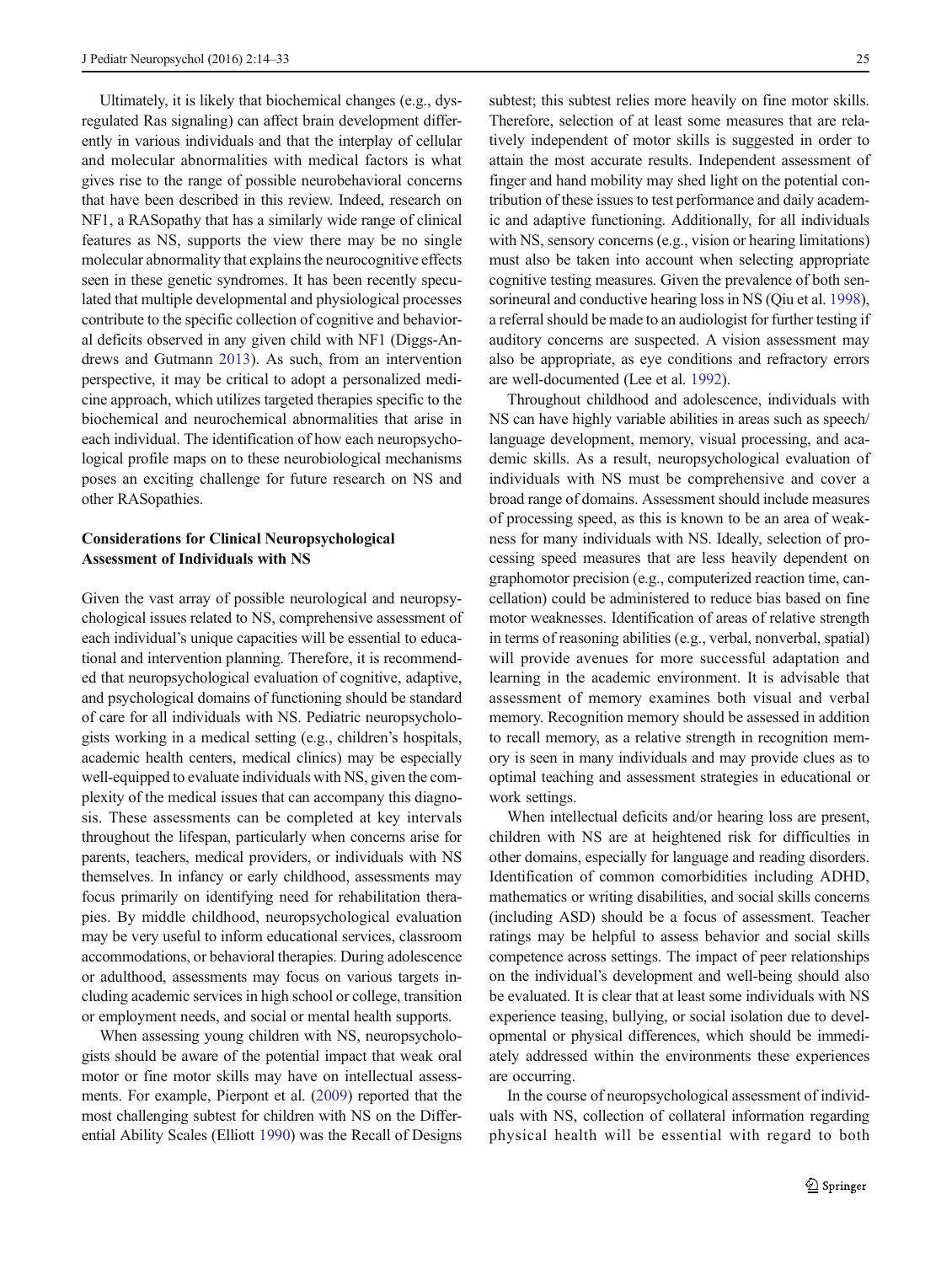Ultimately, it is likely that biochemical changes (e.g., dysregulated Ras signaling) can affect brain development differently in various individuals and that the interplay of cellular and molecular abnormalities with medical factors is what gives rise to the range of possible neurobehavioral concerns that have been described in this review. Indeed, research on NF1, a RASopathy that has a similarly wide range of clinical features as NS, supports the view there may be no single molecular abnormality that explains the neurocognitive effects seen in these genetic syndromes. It has been recently speculated that multiple developmental and physiological processes contribute to the specific collection of cognitive and behavioral deficits observed in any given child with NF1 (Diggs-Andrews and Gutmann 2013). As such, from an intervention perspective, it may be critical to adopt a personalized medicine approach, which utilizes targeted therapies specific to the biochemical and neurochemical abnormalities that arise in each individual. The identification of how each neuropsychological profile maps on to these neurobiological mechanisms poses an exciting challenge for future research on NS and other RASopathies.

## Considerations for Clinical Neuropsychological Assessment of Individuals with NS

Given the vast array of possible neurological and neuropsychological issues related to NS, comprehensive assessment of each individual's unique capacities will be essential to educational and intervention planning. Therefore, it is recommended that neuropsychological evaluation of cognitive, adaptive, and psychological domains of functioning should be standard of care for all individuals with NS. Pediatric neuropsychologists working in a medical setting (e.g., children's hospitals, academic health centers, medical clinics) may be especially well-equipped to evaluate individuals with NS, given the complexity of the medical issues that can accompany this diagnosis. These assessments can be completed at key intervals throughout the lifespan, particularly when concerns arise for parents, teachers, medical providers, or individuals with NS themselves. In infancy or early childhood, assessments may focus primarily on identifying need for rehabilitation therapies. By middle childhood, neuropsychological evaluation may be very useful to inform educational services, classroom accommodations, or behavioral therapies. During adolescence or adulthood, assessments may focus on various targets including academic services in high school or college, transition or employment needs, and social or mental health supports.

When assessing young children with NS, neuropsychologists should be aware of the potential impact that weak oral motor or fine motor skills may have on intellectual assessments. For example, Pierpont et al. (2009) reported that the most challenging subtest for children with NS on the Differential Ability Scales (Elliott 1990) was the Recall of Designs subtest; this subtest relies more heavily on fine motor skills. Therefore, selection of at least some measures that are relatively independent of motor skills is suggested in order to attain the most accurate results. Independent assessment of finger and hand mobility may shed light on the potential contribution of these issues to test performance and daily academic and adaptive functioning. Additionally, for all individuals with NS, sensory concerns (e.g., vision or hearing limitations) must also be taken into account when selecting appropriate cognitive testing measures. Given the prevalence of both sensorineural and conductive hearing loss in NS (Qiu et al. 1998), a referral should be made to an audiologist for further testing if auditory concerns are suspected. A vision assessment may also be appropriate, as eye conditions and refractory errors are well-documented (Lee et al. 1992).

Throughout childhood and adolescence, individuals with NS can have highly variable abilities in areas such as speech/language development, memory, visual processing, and academic skills. As a result, neuropsychological evaluation of individuals with NS must be comprehensive and cover a broad range of domains. Assessment should include measures of processing speed, as this is known to be an area of weakness for many individuals with NS. Ideally, selection of processing speed measures that are less heavily dependent on graphomotor precision (e.g., computerized reaction time, cancellation) could be administered to reduce bias based on fine motor weaknesses. Identification of areas of relative strength in terms of reasoning abilities (e.g., verbal, nonverbal, spatial) will provide avenues for more successful adaptation and learning in the academic environment. It is advisable that assessment of memory examines both visual and verbal memory. Recognition memory should be assessed in addition to recall memory, as a relative strength in recognition memory is seen in many individuals and may provide clues as to optimal teaching and assessment strategies in educational or work settings.

When intellectual deficits and/or hearing loss are present, children with NS are at heightened risk for difficulties in other domains, especially for language and reading disorders. Identification of common comorbidities including ADHD, mathematics or writing disabilities, and social skills concerns (including ASD) should be a focus of assessment. Teacher ratings may be helpful to assess behavior and social skills competence across settings. The impact of peer relationships on the individual's development and well-being should also be evaluated. It is clear that at least some individuals with NS experience teasing, bullying, or social isolation due to developmental or physical differences, which should be immediately addressed within the environments these experiences are occurring.

In the course of neuropsychological assessment of individuals with NS, collection of collateral information regarding physical health will be essential with regard to both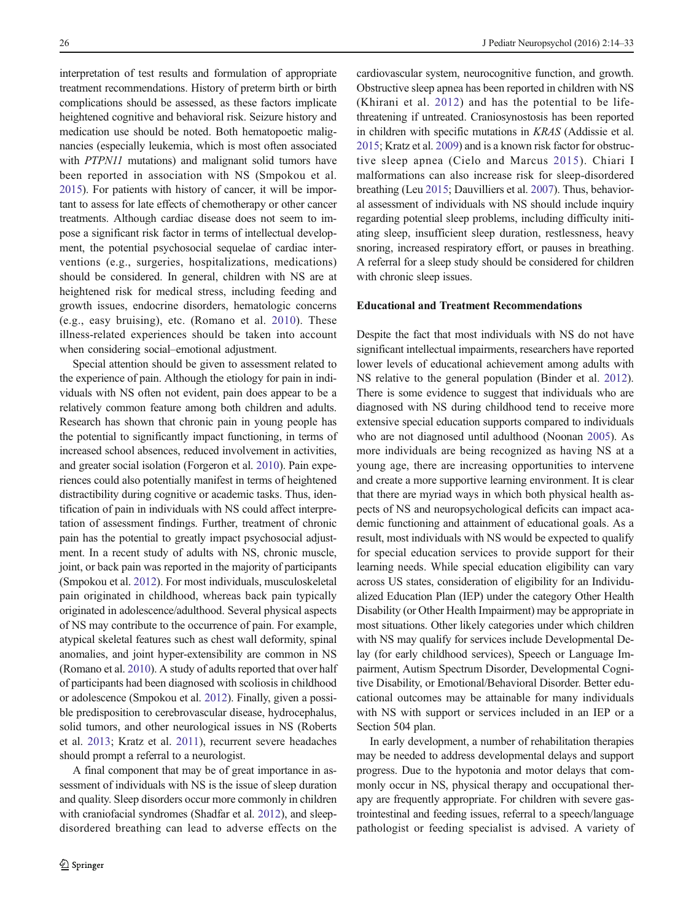interpretation of test results and formulation of appropriate treatment recommendations. History of preterm birth or birth complications should be assessed, as these factors implicate heightened cognitive and behavioral risk. Seizure history and medication use should be noted. Both hematopoetic malignancies (especially leukemia, which is most often associated with *PTPN11* mutations) and malignant solid tumors have been reported in association with NS (Smpokou et al. 2015). For patients with history of cancer, it will be important to assess for late effects of chemotherapy or other cancer treatments. Although cardiac disease does not seem to impose a significant risk factor in terms of intellectual development, the potential psychosocial sequelae of cardiac interventions (e.g., surgeries, hospitalizations, medications) should be considered. In general, children with NS are at heightened risk for medical stress, including feeding and growth issues, endocrine disorders, hematologic concerns (e.g., easy bruising), etc. (Romano et al. 2010). These illness-related experiences should be taken into account when considering social–emotional adjustment.

Special attention should be given to assessment related to the experience of pain. Although the etiology for pain in individuals with NS often not evident, pain does appear to be a relatively common feature among both children and adults. Research has shown that chronic pain in young people has the potential to significantly impact functioning, in terms of increased school absences, reduced involvement in activities, and greater social isolation (Forgeron et al. 2010). Pain experiences could also potentially manifest in terms of heightened distractibility during cognitive or academic tasks. Thus, identification of pain in individuals with NS could affect interpretation of assessment findings. Further, treatment of chronic pain has the potential to greatly impact psychosocial adjustment. In a recent study of adults with NS, chronic muscle, joint, or back pain was reported in the majority of participants (Smpokou et al. 2012). For most individuals, musculoskeletal pain originated in childhood, whereas back pain typically originated in adolescence/adulthood. Several physical aspects of NS may contribute to the occurrence of pain. For example, atypical skeletal features such as chest wall deformity, spinal anomalies, and joint hyper-extensibility are common in NS (Romano et al. 2010). A study of adults reported that over half of participants had been diagnosed with scoliosis in childhood or adolescence (Smpokou et al. 2012). Finally, given a possible predisposition to cerebrovascular disease, hydrocephalus, solid tumors, and other neurological issues in NS (Roberts et al. 2013; Kratz et al. 2011), recurrent severe headaches should prompt a referral to a neurologist.

A final component that may be of great importance in assessment of individuals with NS is the issue of sleep duration and quality. Sleep disorders occur more commonly in children with craniofacial syndromes (Shadfar et al. 2012), and sleep-disordered breathing can lead to adverse effects on the cardiovascular system, neurocognitive function, and growth. Obstructive sleep apnea has been reported in children with NS (Khirani et al. 2012) and has the potential to be life-threatening if untreated. Craniosynostosis has been reported in children with specific mutations in *KRAS* (Addissie et al. 2015; Kratz et al. 2009) and is a known risk factor for obstructive sleep apnea (Cielo and Marcus 2015). Chiari I malformations can also increase risk for sleep-disordered breathing (Leu 2015; Dauvilliers et al. 2007). Thus, behavioral assessment of individuals with NS should include inquiry regarding potential sleep problems, including difficulty initiating sleep, insufficient sleep duration, restlessness, heavy snoring, increased respiratory effort, or pauses in breathing. A referral for a sleep study should be considered for children with chronic sleep issues.

### Educational and Treatment Recommendations

Despite the fact that most individuals with NS do not have significant intellectual impairments, researchers have reported lower levels of educational achievement among adults with NS relative to the general population (Binder et al. 2012). There is some evidence to suggest that individuals who are diagnosed with NS during childhood tend to receive more extensive special education supports compared to individuals who are not diagnosed until adulthood (Noonan 2005). As more individuals are being recognized as having NS at a young age, there are increasing opportunities to intervene and create a more supportive learning environment. It is clear that there are myriad ways in which both physical health aspects of NS and neuropsychological deficits can impact academic functioning and attainment of educational goals. As a result, most individuals with NS would be expected to qualify for special education services to provide support for their learning needs. While special education eligibility can vary across US states, consideration of eligibility for an Individualized Education Plan (IEP) under the category Other Health Disability (or Other Health Impairment) may be appropriate in most situations. Other likely categories under which children with NS may qualify for services include Developmental Delay (for early childhood services), Speech or Language Impairment, Autism Spectrum Disorder, Developmental Cognitive Disability, or Emotional/Behavioral Disorder. Better educational outcomes may be attainable for many individuals with NS with support or services included in an IEP or a Section 504 plan.

In early development, a number of rehabilitation therapies may be needed to address developmental delays and support progress. Due to the hypotonia and motor delays that commonly occur in NS, physical therapy and occupational therapy are frequently appropriate. For children with severe gastrointestinal and feeding issues, referral to a speech/language pathologist or feeding specialist is advised. A variety of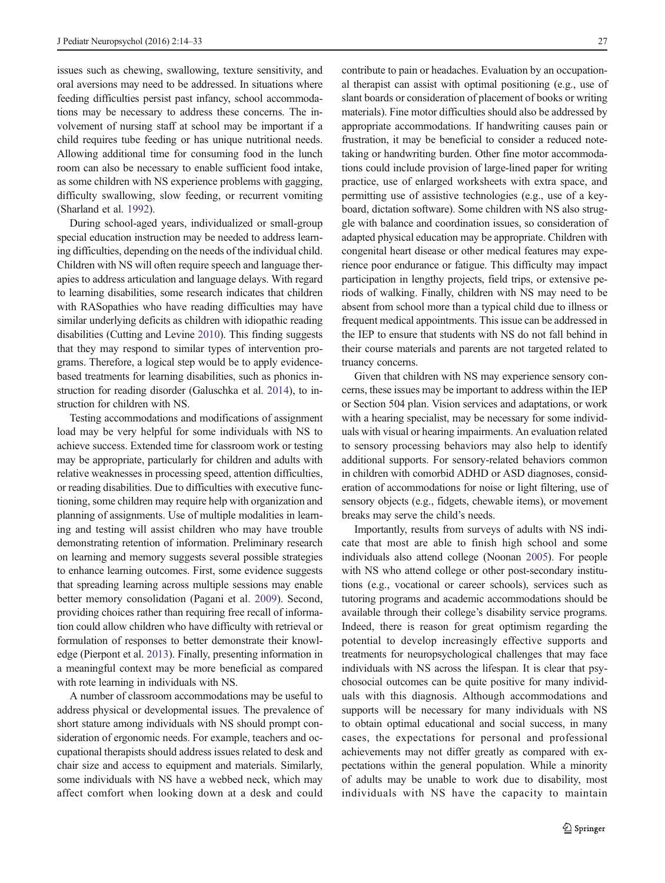issues such as chewing, swallowing, texture sensitivity, and oral aversions may need to be addressed. In situations where feeding difficulties persist past infancy, school accommodations may be necessary to address these concerns. The involvement of nursing staff at school may be important if a child requires tube feeding or has unique nutritional needs. Allowing additional time for consuming food in the lunch room can also be necessary to enable sufficient food intake, as some children with NS experience problems with gagging, difficulty swallowing, slow feeding, or recurrent vomiting (Sharland et al. 1992).

During school-aged years, individualized or small-group special education instruction may be needed to address learning difficulties, depending on the needs of the individual child. Children with NS will often require speech and language therapies to address articulation and language delays. With regard to learning disabilities, some research indicates that children with RASopathies who have reading difficulties may have similar underlying deficits as children with idiopathic reading disabilities (Cutting and Levine 2010). This finding suggests that they may respond to similar types of intervention programs. Therefore, a logical step would be to apply evidence-based treatments for learning disabilities, such as phonics instruction for reading disorder (Galuschka et al. 2014), to instruction for children with NS.

Testing accommodations and modifications of assignment load may be very helpful for some individuals with NS to achieve success. Extended time for classroom work or testing may be appropriate, particularly for children and adults with relative weaknesses in processing speed, attention difficulties, or reading disabilities. Due to difficulties with executive functioning, some children may require help with organization and planning of assignments. Use of multiple modalities in learning and testing will assist children who may have trouble demonstrating retention of information. Preliminary research on learning and memory suggests several possible strategies to enhance learning outcomes. First, some evidence suggests that spreading learning across multiple sessions may enable better memory consolidation (Pagani et al. 2009). Second, providing choices rather than requiring free recall of information could allow children who have difficulty with retrieval or formulation of responses to better demonstrate their knowledge (Pierpont et al. 2013). Finally, presenting information in a meaningful context may be more beneficial as compared with rote learning in individuals with NS.

A number of classroom accommodations may be useful to address physical or developmental issues. The prevalence of short stature among individuals with NS should prompt consideration of ergonomic needs. For example, teachers and occupational therapists should address issues related to desk and chair size and access to equipment and materials. Similarly, some individuals with NS have a webbed neck, which may affect comfort when looking down at a desk and could contribute to pain or headaches. Evaluation by an occupational therapist can assist with optimal positioning (e.g., use of slant boards or consideration of placement of books or writing materials). Fine motor difficulties should also be addressed by appropriate accommodations. If handwriting causes pain or frustration, it may be beneficial to consider a reduced note-taking or handwriting burden. Other fine motor accommodations could include provision of large-lined paper for writing practice, use of enlarged worksheets with extra space, and permitting use of assistive technologies (e.g., use of a keyboard, dictation software). Some children with NS also struggle with balance and coordination issues, so consideration of adapted physical education may be appropriate. Children with congenital heart disease or other medical features may experience poor endurance or fatigue. This difficulty may impact participation in lengthy projects, field trips, or extensive periods of walking. Finally, children with NS may need to be absent from school more than a typical child due to illness or frequent medical appointments. This issue can be addressed in the IEP to ensure that students with NS do not fall behind in their course materials and parents are not targeted related to truancy concerns.

Given that children with NS may experience sensory concerns, these issues may be important to address within the IEP or Section 504 plan. Vision services and adaptations, or work with a hearing specialist, may be necessary for some individuals with visual or hearing impairments. An evaluation related to sensory processing behaviors may also help to identify additional supports. For sensory-related behaviors common in children with comorbid ADHD or ASD diagnoses, consideration of accommodations for noise or light filtering, use of sensory objects (e.g., fidgets, chewable items), or movement breaks may serve the child's needs.

Importantly, results from surveys of adults with NS indicate that most are able to finish high school and some individuals also attend college (Noonan 2005). For people with NS who attend college or other post-secondary institutions (e.g., vocational or career schools), services such as tutoring programs and academic accommodations should be available through their college's disability service programs. Indeed, there is reason for great optimism regarding the potential to develop increasingly effective supports and treatments for neuropsychological challenges that may face individuals with NS across the lifespan. It is clear that psychosocial outcomes can be quite positive for many individuals with this diagnosis. Although accommodations and supports will be necessary for many individuals with NS to obtain optimal educational and social success, in many cases, the expectations for personal and professional achievements may not differ greatly as compared with expectations within the general population. While a minority of adults may be unable to work due to disability, most individuals with NS have the capacity to maintain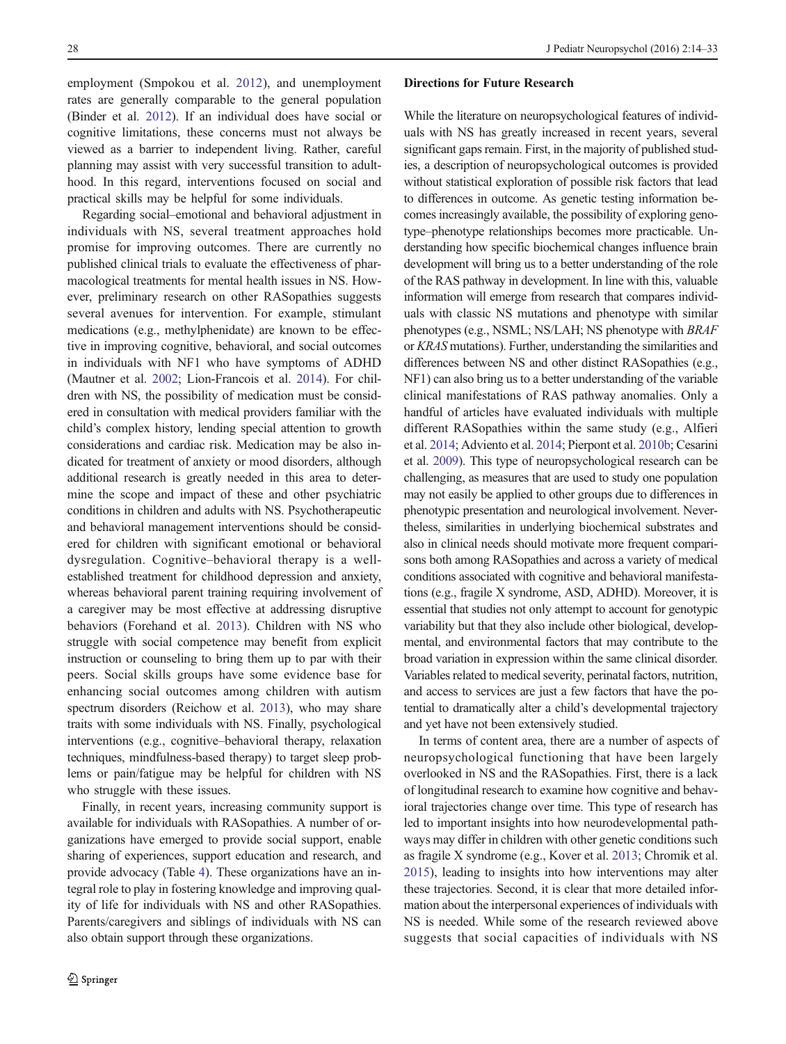employment (Smpokou et al. 2012), and unemployment rates are generally comparable to the general population (Binder et al. 2012). If an individual does have social or cognitive limitations, these concerns must not always be viewed as a barrier to independent living. Rather, careful planning may assist with very successful transition to adulthood. In this regard, interventions focused on social and practical skills may be helpful for some individuals.

Regarding social–emotional and behavioral adjustment in individuals with NS, several treatment approaches hold promise for improving outcomes. There are currently no published clinical trials to evaluate the effectiveness of pharmacological treatments for mental health issues in NS. However, preliminary research on other RASopathies suggests several avenues for intervention. For example, stimulant medications (e.g., methylphenidate) are known to be effective in improving cognitive, behavioral, and social outcomes in individuals with NF1 who have symptoms of ADHD (Mautner et al. 2002; Lion-Francois et al. 2014). For children with NS, the possibility of medication must be considered in consultation with medical providers familiar with the child's complex history, lending special attention to growth considerations and cardiac risk. Medication may be also indicated for treatment of anxiety or mood disorders, although additional research is greatly needed in this area to determine the scope and impact of these and other psychiatric conditions in children and adults with NS. Psychotherapeutic and behavioral management interventions should be considered for children with significant emotional or behavioral dysregulation. Cognitive–behavioral therapy is a well-established treatment for childhood depression and anxiety, whereas behavioral parent training requiring involvement of a caregiver may be most effective at addressing disruptive behaviors (Forehand et al. 2013). Children with NS who struggle with social competence may benefit from explicit instruction or counseling to bring them up to par with their peers. Social skills groups have some evidence base for enhancing social outcomes among children with autism spectrum disorders (Reichow et al. 2013), who may share traits with some individuals with NS. Finally, psychological interventions (e.g., cognitive–behavioral therapy, relaxation techniques, mindfulness-based therapy) to target sleep problems or pain/fatigue may be helpful for children with NS who struggle with these issues.

Finally, in recent years, increasing community support is available for individuals with RASopathies. A number of organizations have emerged to provide social support, enable sharing of experiences, support education and research, and provide advocacy (Table 4). These organizations have an integral role to play in fostering knowledge and improving quality of life for individuals with NS and other RASopathies. Parents/caregivers and siblings of individuals with NS can also obtain support through these organizations.

## Directions for Future Research

While the literature on neuropsychological features of individuals with NS has greatly increased in recent years, several significant gaps remain. First, in the majority of published studies, a description of neuropsychological outcomes is provided without statistical exploration of possible risk factors that lead to differences in outcome. As genetic testing information becomes increasingly available, the possibility of exploring genotype–phenotype relationships becomes more practicable. Understanding how specific biochemical changes influence brain development will bring us to a better understanding of the role of the RAS pathway in development. In line with this, valuable information will emerge from research that compares individuals with classic NS mutations and phenotype with similar phenotypes (e.g., NSML; NS/LAH; NS phenotype with *BRAF* or *KRAS* mutations). Further, understanding the similarities and differences between NS and other distinct RASopathies (e.g., NF1) can also bring us to a better understanding of the variable clinical manifestations of RAS pathway anomalies. Only a handful of articles have evaluated individuals with multiple different RASopathies within the same study (e.g., Alfieri et al. 2014; Adviento et al. 2014; Pierpont et al. 2010b; Cesarini et al. 2009). This type of neuropsychological research can be challenging, as measures that are used to study one population may not easily be applied to other groups due to differences in phenotypic presentation and neurological involvement. Nevertheless, similarities in underlying biochemical substrates and also in clinical needs should motivate more frequent comparisons both among RASopathies and across a variety of medical conditions associated with cognitive and behavioral manifestations (e.g., fragile X syndrome, ASD, ADHD). Moreover, it is essential that studies not only attempt to account for genotypic variability but that they also include other biological, developmental, and environmental factors that may contribute to the broad variation in expression within the same clinical disorder. Variables related to medical severity, perinatal factors, nutrition, and access to services are just a few factors that have the potential to dramatically alter a child's developmental trajectory and yet have not been extensively studied.

In terms of content area, there are a number of aspects of neuropsychological functioning that have been largely overlooked in NS and the RASopathies. First, there is a lack of longitudinal research to examine how cognitive and behavioral trajectories change over time. This type of research has led to important insights into how neurodevelopmental pathways may differ in children with other genetic conditions such as fragile X syndrome (e.g., Kover et al. 2013; Chromik et al. 2015), leading to insights into how interventions may alter these trajectories. Second, it is clear that more detailed information about the interpersonal experiences of individuals with NS is needed. While some of the research reviewed above suggests that social capacities of individuals with NS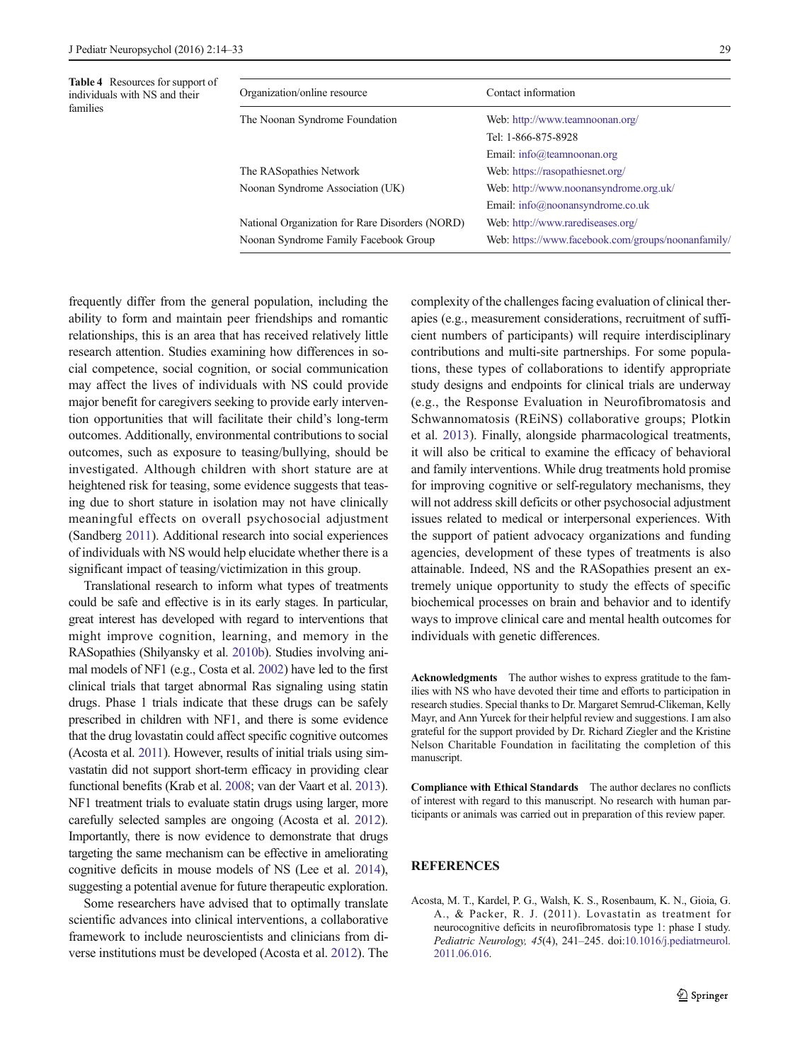**Table 4** Resources for support of individuals with NS and their families

| Organization/online resource | Contact information |
|---|---|
| The Noonan Syndrome Foundation | Web: http://www.teamnoonan.org/ |
| | Tel: 1-866-875-8928 |
| | Email: info@teamnoonan.org |
| The RASopathies Network | Web: https://rasopathiesnet.org/ |
| Noonan Syndrome Association (UK) | Web: http://www.noonansyndrome.org.uk/ |
| | Email: info@noonansyndrome.co.uk |
| National Organization for Rare Disorders (NORD) | Web: http://www.rarediseases.org/ |
| Noonan Syndrome Family Facebook Group | Web: https://www.facebook.com/groups/noonanfamily/ |

frequently differ from the general population, including the ability to form and maintain peer friendships and romantic relationships, this is an area that has received relatively little research attention. Studies examining how differences in social competence, social cognition, or social communication may affect the lives of individuals with NS could provide major benefit for caregivers seeking to provide early intervention opportunities that will facilitate their child's long-term outcomes. Additionally, environmental contributions to social outcomes, such as exposure to teasing/bullying, should be investigated. Although children with short stature are at heightened risk for teasing, some evidence suggests that teasing due to short stature in isolation may not have clinically meaningful effects on overall psychosocial adjustment (Sandberg 2011). Additional research into social experiences of individuals with NS would help elucidate whether there is a significant impact of teasing/victimization in this group.

Translational research to inform what types of treatments could be safe and effective is in its early stages. In particular, great interest has developed with regard to interventions that might improve cognition, learning, and memory in the RASopathies (Shilyansky et al. 2010b). Studies involving animal models of NF1 (e.g., Costa et al. 2002) have led to the first clinical trials that target abnormal Ras signaling using statin drugs. Phase 1 trials indicate that these drugs can be safely prescribed in children with NF1, and there is some evidence that the drug lovastatin could affect specific cognitive outcomes (Acosta et al. 2011). However, results of initial trials using simvastatin did not support short-term efficacy in providing clear functional benefits (Krab et al. 2008; van der Vaart et al. 2013). NF1 treatment trials to evaluate statin drugs using larger, more carefully selected samples are ongoing (Acosta et al. 2012). Importantly, there is now evidence to demonstrate that drugs targeting the same mechanism can be effective in ameliorating cognitive deficits in mouse models of NS (Lee et al. 2014), suggesting a potential avenue for future therapeutic exploration.

Some researchers have advised that to optimally translate scientific advances into clinical interventions, a collaborative framework to include neuroscientists and clinicians from diverse institutions must be developed (Acosta et al. 2012). The complexity of the challenges facing evaluation of clinical therapies (e.g., measurement considerations, recruitment of sufficient numbers of participants) will require interdisciplinary contributions and multi-site partnerships. For some populations, these types of collaborations to identify appropriate study designs and endpoints for clinical trials are underway (e.g., the Response Evaluation in Neurofibromatosis and Schwannomatosis (REiNS) collaborative groups; Plotkin et al. 2013). Finally, alongside pharmacological treatments, it will also be critical to examine the efficacy of behavioral and family interventions. While drug treatments hold promise for improving cognitive or self-regulatory mechanisms, they will not address skill deficits or other psychosocial adjustment issues related to medical or interpersonal experiences. With the support of patient advocacy organizations and funding agencies, development of these types of treatments is also attainable. Indeed, NS and the RASopathies present an extremely unique opportunity to study the effects of specific biochemical processes on brain and behavior and to identify ways to improve clinical care and mental health outcomes for individuals with genetic differences.

**Acknowledgments** The author wishes to express gratitude to the families with NS who have devoted their time and efforts to participation in research studies. Special thanks to Dr. Margaret Semrud-Clikeman, Kelly Mayr, and Ann Yurcek for their helpful review and suggestions. I am also grateful for the support provided by Dr. Richard Ziegler and the Kristine Nelson Charitable Foundation in facilitating the completion of this manuscript.

**Compliance with Ethical Standards** The author declares no conflicts of interest with regard to this manuscript. No research with human participants or animals was carried out in preparation of this review paper.

## REFERENCES

Acosta, M. T., Kardel, P. G., Walsh, K. S., Rosenbaum, K. N., Gioia, G. A., & Packer, R. J. (2011). Lovastatin as treatment for neurocognitive deficits in neurofibromatosis type 1: phase I study. *Pediatric Neurology, 45*(4), 241–245. doi:10.1016/j.pediatrneurol.2011.06.016.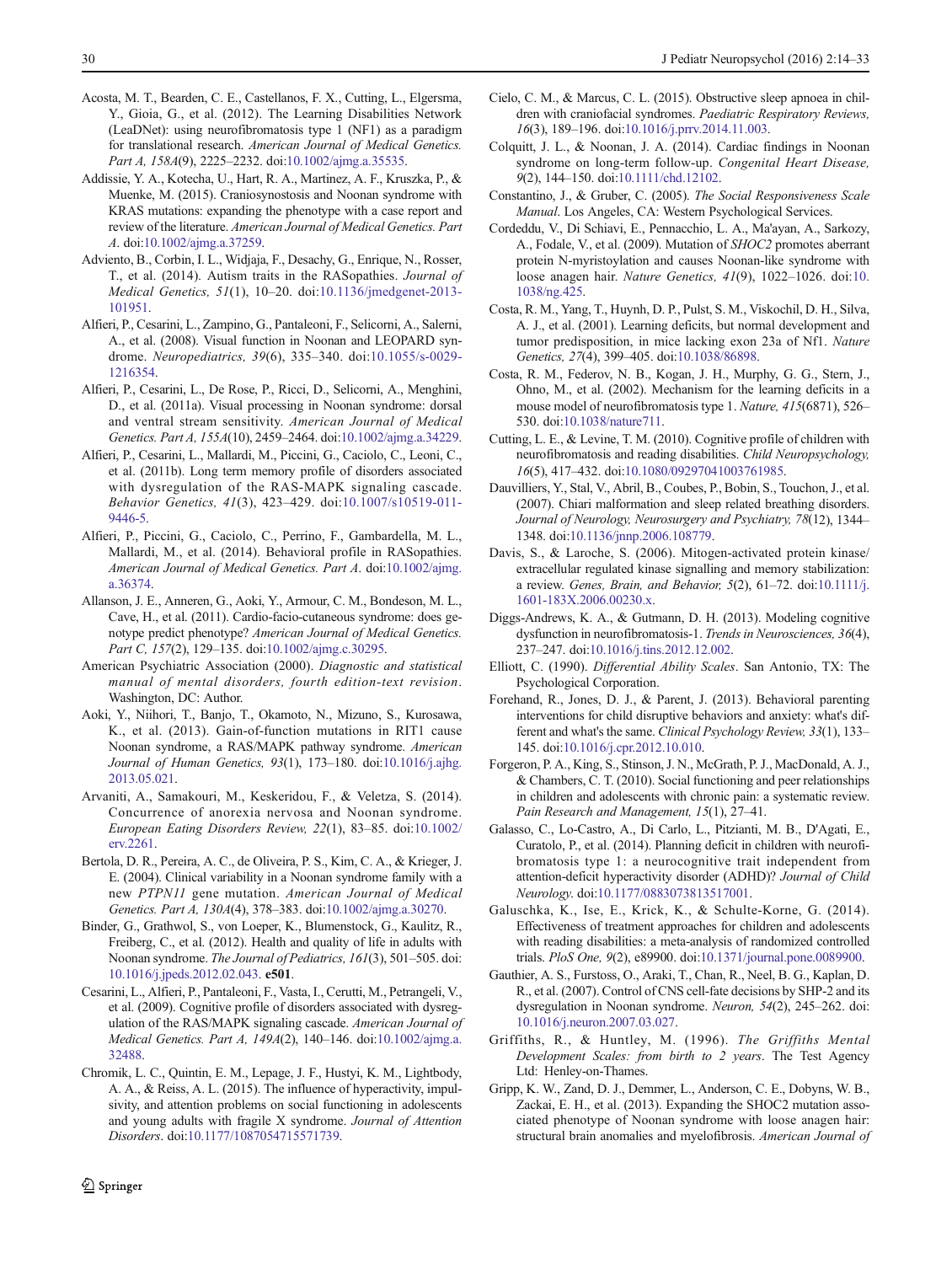Acosta, M. T., Bearden, C. E., Castellanos, F. X., Cutting, L., Elgersma, Y., Gioia, G., et al. (2012). The Learning Disabilities Network (LeaDNet): using neurofibromatosis type 1 (NF1) as a paradigm for translational research. *American Journal of Medical Genetics. Part A, 158A*(9), 2225–2232. doi:10.1002/ajmg.a.35535.

Addissie, Y. A., Kotecha, U., Hart, R. A., Martinez, A. F., Kruszka, P., & Muenke, M. (2015). Craniosynostosis and Noonan syndrome with KRAS mutations: expanding the phenotype with a case report and review of the literature. *American Journal of Medical Genetics. Part A*. doi:10.1002/ajmg.a.37259.

Adviento, B., Corbin, I. L., Widjaja, F., Desachy, G., Enrique, N., Rosser, T., et al. (2014). Autism traits in the RASopathies. *Journal of Medical Genetics, 51*(1), 10–20. doi:10.1136/jmedgenet-2013-101951.

Alfieri, P., Cesarini, L., Zampino, G., Pantaleoni, F., Selicorni, A., Salerni, A., et al. (2008). Visual function in Noonan and LEOPARD syndrome. *Neuropediatrics, 39*(6), 335–340. doi:10.1055/s-0029-1216354.

Alfieri, P., Cesarini, L., De Rose, P., Ricci, D., Selicorni, A., Menghini, D., et al. (2011a). Visual processing in Noonan syndrome: dorsal and ventral stream sensitivity. *American Journal of Medical Genetics. Part A, 155A*(10), 2459–2464. doi:10.1002/ajmg.a.34229.

Alfieri, P., Cesarini, L., Mallardi, M., Piccini, G., Caciolo, C., Leoni, C., et al. (2011b). Long term memory profile of disorders associated with dysregulation of the RAS-MAPK signaling cascade. *Behavior Genetics, 41*(3), 423–429. doi:10.1007/s10519-011-9446-5.

Alfieri, P., Piccini, G., Caciolo, C., Perrino, F., Gambardella, M. L., Mallardi, M., et al. (2014). Behavioral profile in RASopathies. *American Journal of Medical Genetics. Part A*. doi:10.1002/ajmg.a.36374.

Allanson, J. E., Anneren, G., Aoki, Y., Armour, C. M., Bondeson, M. L., Cave, H., et al. (2011). Cardio-facio-cutaneous syndrome: does genotype predict phenotype? *American Journal of Medical Genetics. Part C, 157*(2), 129–135. doi:10.1002/ajmg.c.30295.

American Psychiatric Association (2000). *Diagnostic and statistical manual of mental disorders, fourth edition-text revision*. Washington, DC: Author.

Aoki, Y., Niihori, T., Banjo, T., Okamoto, N., Mizuno, S., Kurosawa, K., et al. (2013). Gain-of-function mutations in RIT1 cause Noonan syndrome, a RAS/MAPK pathway syndrome. *American Journal of Human Genetics, 93*(1), 173–180. doi:10.1016/j.ajhg.2013.05.021.

Arvaniti, A., Samakouri, M., Keskeridou, F., & Veletza, S. (2014). Concurrence of anorexia nervosa and Noonan syndrome. *European Eating Disorders Review, 22*(1), 83–85. doi:10.1002/erv.2261.

Bertola, D. R., Pereira, A. C., de Oliveira, P. S., Kim, C. A., & Krieger, J. E. (2004). Clinical variability in a Noonan syndrome family with a new *PTPN11* gene mutation. *American Journal of Medical Genetics. Part A, 130A*(4), 378–383. doi:10.1002/ajmg.a.30270.

Binder, G., Grathwol, S., von Loeper, K., Blumenstock, G., Kaulitz, R., Freiberg, C., et al. (2012). Health and quality of life in adults with Noonan syndrome. *The Journal of Pediatrics, 161*(3), 501–505. doi:10.1016/j.jpeds.2012.02.043. **e501**.

Cesarini, L., Alfieri, P., Pantaleoni, F., Vasta, I., Cerutti, M., Petrangeli, V., et al. (2009). Cognitive profile of disorders associated with dysregulation of the RAS/MAPK signaling cascade. *American Journal of Medical Genetics. Part A, 149A*(2), 140–146. doi:10.1002/ajmg.a.32488.

Chromik, L. C., Quintin, E. M., Lepage, J. F., Hustyi, K. M., Lightbody, A. A., & Reiss, A. L. (2015). The influence of hyperactivity, impulsivity, and attention problems on social functioning in adolescents and young adults with fragile X syndrome. *Journal of Attention Disorders*. doi:10.1177/1087054715571739.

Cielo, C. M., & Marcus, C. L. (2015). Obstructive sleep apnoea in children with craniofacial syndromes. *Paediatric Respiratory Reviews, 16*(3), 189–196. doi:10.1016/j.prrv.2014.11.003.

Colquitt, J. L., & Noonan, J. A. (2014). Cardiac findings in Noonan syndrome on long-term follow-up. *Congenital Heart Disease, 9*(2), 144–150. doi:10.1111/chd.12102.

Constantino, J., & Gruber, C. (2005). *The Social Responsiveness Scale Manual*. Los Angeles, CA: Western Psychological Services.

Cordeddu, V., Di Schiavi, E., Pennacchio, L. A., Ma'ayan, A., Sarkozy, A., Fodale, V., et al. (2009). Mutation of *SHOC2* promotes aberrant protein N-myristoylation and causes Noonan-like syndrome with loose anagen hair. *Nature Genetics, 41*(9), 1022–1026. doi:10.1038/ng.425.

Costa, R. M., Yang, T., Huynh, D. P., Pulst, S. M., Viskochil, D. H., Silva, A. J., et al. (2001). Learning deficits, but normal development and tumor predisposition, in mice lacking exon 23a of Nf1. *Nature Genetics, 27*(4), 399–405. doi:10.1038/86898.

Costa, R. M., Federov, N. B., Kogan, J. H., Murphy, G. G., Stern, J., Ohno, M., et al. (2002). Mechanism for the learning deficits in a mouse model of neurofibromatosis type 1. *Nature, 415*(6871), 526–530. doi:10.1038/nature711.

Cutting, L. E., & Levine, T. M. (2010). Cognitive profile of children with neurofibromatosis and reading disabilities. *Child Neuropsychology, 16*(5), 417–432. doi:10.1080/09297041003761985.

Dauvilliers, Y., Stal, V., Abril, B., Coubes, P., Bobin, S., Touchon, J., et al. (2007). Chiari malformation and sleep related breathing disorders. *Journal of Neurology, Neurosurgery and Psychiatry, 78*(12), 1344–1348. doi:10.1136/jnnp.2006.108779.

Davis, S., & Laroche, S. (2006). Mitogen-activated protein kinase/extracellular regulated kinase signalling and memory stabilization: a review. *Genes, Brain, and Behavior, 5*(2), 61–72. doi:10.1111/j.1601-183X.2006.00230.x.

Diggs-Andrews, K. A., & Gutmann, D. H. (2013). Modeling cognitive dysfunction in neurofibromatosis-1. *Trends in Neurosciences, 36*(4), 237–247. doi:10.1016/j.tins.2012.12.002.

Elliott, C. (1990). *Differential Ability Scales*. San Antonio, TX: The Psychological Corporation.

Forehand, R., Jones, D. J., & Parent, J. (2013). Behavioral parenting interventions for child disruptive behaviors and anxiety: what's different and what's the same. *Clinical Psychology Review, 33*(1), 133–145. doi:10.1016/j.cpr.2012.10.010.

Forgeron, P. A., King, S., Stinson, J. N., McGrath, P. J., MacDonald, A. J., & Chambers, C. T. (2010). Social functioning and peer relationships in children and adolescents with chronic pain: a systematic review. *Pain Research and Management, 15*(1), 27–41.

Galasso, C., Lo-Castro, A., Di Carlo, L., Pitzianti, M. B., D'Agati, E., Curatolo, P., et al. (2014). Planning deficit in children with neurofibromatosis type 1: a neurocognitive trait independent from attention-deficit hyperactivity disorder (ADHD)? *Journal of Child Neurology*. doi:10.1177/0883073813517001.

Galuschka, K., Ise, E., Krick, K., & Schulte-Korne, G. (2014). Effectiveness of treatment approaches for children and adolescents with reading disabilities: a meta-analysis of randomized controlled trials. *PloS One, 9*(2), e89900. doi:10.1371/journal.pone.0089900.

Gauthier, A. S., Furstoss, O., Araki, T., Chan, R., Neel, B. G., Kaplan, D. R., et al. (2007). Control of CNS cell-fate decisions by SHP-2 and its dysregulation in Noonan syndrome. *Neuron, 54*(2), 245–262. doi:10.1016/j.neuron.2007.03.027.

Griffiths, R., & Huntley, M. (1996). *The Griffiths Mental Development Scales: from birth to 2 years*. The Test Agency Ltd: Henley-on-Thames.

Gripp, K. W., Zand, D. J., Demmer, L., Anderson, C. E., Dobyns, W. B., Zackai, E. H., et al. (2013). Expanding the SHOC2 mutation associated phenotype of Noonan syndrome with loose anagen hair: structural brain anomalies and myelofibrosis. *American Journal of*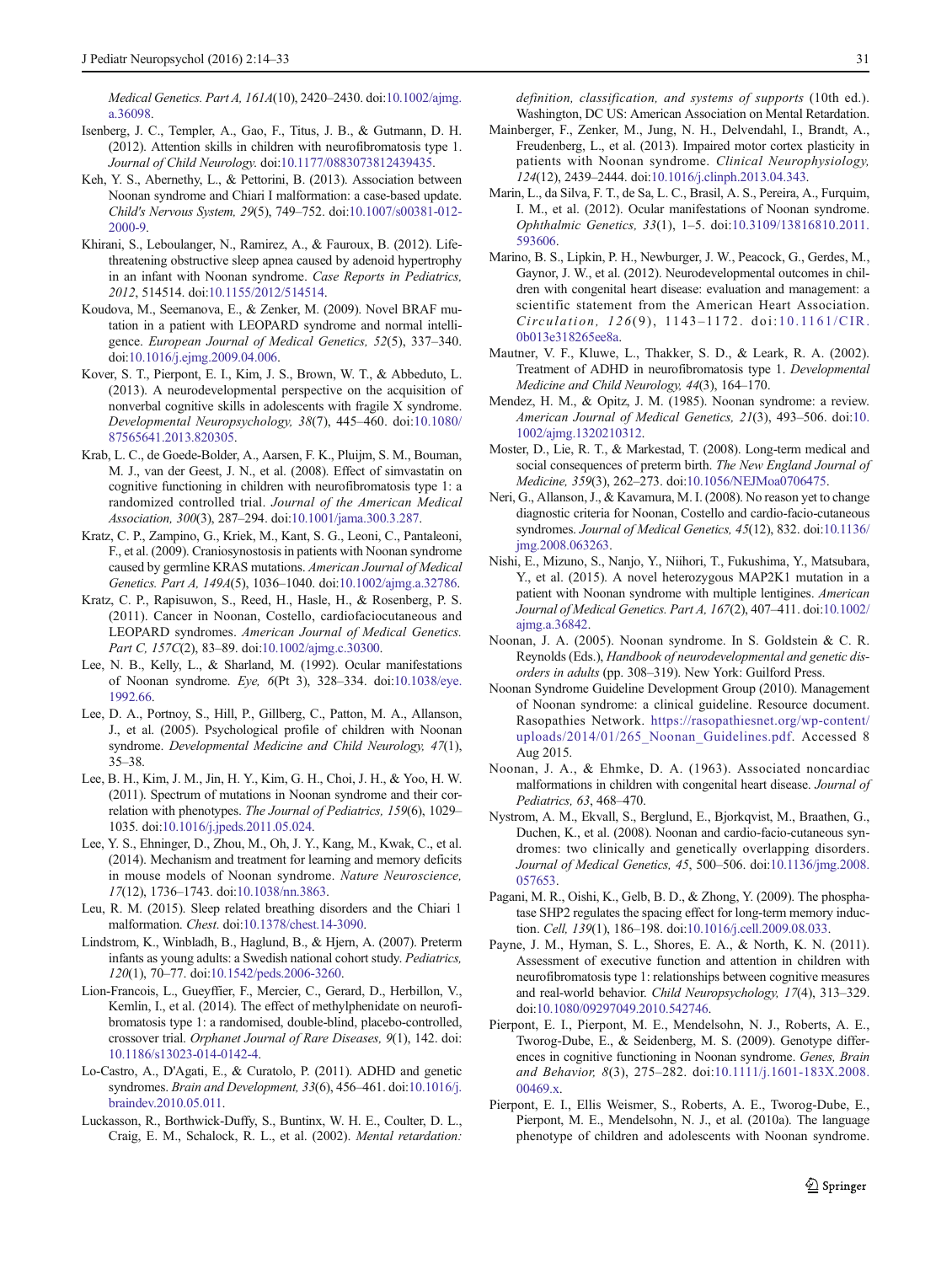*Medical Genetics. Part A, 161A*(10), 2420–2430. doi:10.1002/ajmg.a.36098.

Isenberg, J. C., Templer, A., Gao, F., Titus, J. B., & Gutmann, D. H. (2012). Attention skills in children with neurofibromatosis type 1. *Journal of Child Neurology.* doi:10.1177/0883073812439435.

Keh, Y. S., Abernethy, L., & Pettorini, B. (2013). Association between Noonan syndrome and Chiari I malformation: a case-based update. *Child's Nervous System, 29*(5), 749–752. doi:10.1007/s00381-012-2000-9.

Khirani, S., Leboulanger, N., Ramirez, A., & Fauroux, B. (2012). Life-threatening obstructive sleep apnea caused by adenoid hypertrophy in an infant with Noonan syndrome. *Case Reports in Pediatrics, 2012*, 514514. doi:10.1155/2012/514514.

Koudova, M., Seemanova, E., & Zenker, M. (2009). Novel BRAF mutation in a patient with LEOPARD syndrome and normal intelligence. *European Journal of Medical Genetics, 52*(5), 337–340. doi:10.1016/j.ejmg.2009.04.006.

Kover, S. T., Pierpont, E. I., Kim, J. S., Brown, W. T., & Abbeduto, L. (2013). A neurodevelopmental perspective on the acquisition of nonverbal cognitive skills in adolescents with fragile X syndrome. *Developmental Neuropsychology, 38*(7), 445–460. doi:10.1080/87565641.2013.820305.

Krab, L. C., de Goede-Bolder, A., Aarsen, F. K., Pluijm, S. M., Bouman, M. J., van der Geest, J. N., et al. (2008). Effect of simvastatin on cognitive functioning in children with neurofibromatosis type 1: a randomized controlled trial. *Journal of the American Medical Association, 300*(3), 287–294. doi:10.1001/jama.300.3.287.

Kratz, C. P., Zampino, G., Kriek, M., Kant, S. G., Leoni, C., Pantaleoni, F., et al. (2009). Craniosynostosis in patients with Noonan syndrome caused by germline KRAS mutations. *American Journal of Medical Genetics. Part A, 149A*(5), 1036–1040. doi:10.1002/ajmg.a.32786.

Kratz, C. P., Rapisuwon, S., Reed, H., Hasle, H., & Rosenberg, P. S. (2011). Cancer in Noonan, Costello, cardiofaciocutaneous and LEOPARD syndromes. *American Journal of Medical Genetics. Part C, 157C*(2), 83–89. doi:10.1002/ajmg.c.30300.

Lee, N. B., Kelly, L., & Sharland, M. (1992). Ocular manifestations of Noonan syndrome. *Eye, 6*(Pt 3), 328–334. doi:10.1038/eye.1992.66.

Lee, D. A., Portnoy, S., Hill, P., Gillberg, C., Patton, M. A., Allanson, J., et al. (2005). Psychological profile of children with Noonan syndrome. *Developmental Medicine and Child Neurology, 47*(1), 35–38.

Lee, B. H., Kim, J. M., Jin, H. Y., Kim, G. H., Choi, J. H., & Yoo, H. W. (2011). Spectrum of mutations in Noonan syndrome and their correlation with phenotypes. *The Journal of Pediatrics, 159*(6), 1029–1035. doi:10.1016/j.jpeds.2011.05.024.

Lee, Y. S., Ehninger, D., Zhou, M., Oh, J. Y., Kang, M., Kwak, C., et al. (2014). Mechanism and treatment for learning and memory deficits in mouse models of Noonan syndrome. *Nature Neuroscience, 17*(12), 1736–1743. doi:10.1038/nn.3863.

Leu, R. M. (2015). Sleep related breathing disorders and the Chiari 1 malformation. *Chest.* doi:10.1378/chest.14-3090.

Lindstrom, K., Winbladh, B., Haglund, B., & Hjern, A. (2007). Preterm infants as young adults: a Swedish national cohort study. *Pediatrics, 120*(1), 70–77. doi:10.1542/peds.2006-3260.

Lion-Francois, L., Gueyffier, F., Mercier, C., Gerard, D., Herbillon, V., Kemlin, I., et al. (2014). The effect of methylphenidate on neurofibromatosis type 1: a randomised, double-blind, placebo-controlled, crossover trial. *Orphanet Journal of Rare Diseases, 9*(1), 142. doi:10.1186/s13023-014-0142-4.

Lo-Castro, A., D'Agati, E., & Curatolo, P. (2011). ADHD and genetic syndromes. *Brain and Development, 33*(6), 456–461. doi:10.1016/j.braindev.2010.05.011.

Luckasson, R., Borthwick-Duffy, S., Buntinx, W. H. E., Coulter, D. L., Craig, E. M., Schalock, R. L., et al. (2002). *Mental retardation: definition, classification, and systems of supports* (10th ed.). Washington, DC US: American Association on Mental Retardation.

Mainberger, F., Zenker, M., Jung, N. H., Delvendahl, I., Brandt, A., Freudenberg, L., et al. (2013). Impaired motor cortex plasticity in patients with Noonan syndrome. *Clinical Neurophysiology, 124*(12), 2439–2444. doi:10.1016/j.clinph.2013.04.343.

Marin, L., da Silva, F. T., de Sa, L. C., Brasil, A. S., Pereira, A., Furquim, I. M., et al. (2012). Ocular manifestations of Noonan syndrome. *Ophthalmic Genetics, 33*(1), 1–5. doi:10.3109/13816810.2011.593606.

Marino, B. S., Lipkin, P. H., Newburger, J. W., Peacock, G., Gerdes, M., Gaynor, J. W., et al. (2012). Neurodevelopmental outcomes in children with congenital heart disease: evaluation and management: a scientific statement from the American Heart Association. *Circulation, 126*(9), 1143–1172. doi:10.1161/CIR.0b013e318265ee8a.

Mautner, V. F., Kluwe, L., Thakker, S. D., & Leark, R. A. (2002). Treatment of ADHD in neurofibromatosis type 1. *Developmental Medicine and Child Neurology, 44*(3), 164–170.

Mendez, H. M., & Opitz, J. M. (1985). Noonan syndrome: a review. *American Journal of Medical Genetics, 21*(3), 493–506. doi:10.1002/ajmg.1320210312.

Moster, D., Lie, R. T., & Markestad, T. (2008). Long-term medical and social consequences of preterm birth. *The New England Journal of Medicine, 359*(3), 262–273. doi:10.1056/NEJMoa0706475.

Neri, G., Allanson, J., & Kavamura, M. I. (2008). No reason yet to change diagnostic criteria for Noonan, Costello and cardio-facio-cutaneous syndromes. *Journal of Medical Genetics, 45*(12), 832. doi:10.1136/jmg.2008.063263.

Nishi, E., Mizuno, S., Nanjo, Y., Niihori, T., Fukushima, Y., Matsubara, Y., et al. (2015). A novel heterozygous MAP2K1 mutation in a patient with Noonan syndrome with multiple lentigines. *American Journal of Medical Genetics. Part A, 167*(2), 407–411. doi:10.1002/ajmg.a.36842.

Noonan, J. A. (2005). Noonan syndrome. In S. Goldstein & C. R. Reynolds (Eds.), *Handbook of neurodevelopmental and genetic disorders in adults* (pp. 308–319). New York: Guilford Press.

Noonan Syndrome Guideline Development Group (2010). Management of Noonan syndrome: a clinical guideline. Resource document. Rasopathies Network. https://rasopathiesnet.org/wp-content/uploads/2014/01/265_Noonan_Guidelines.pdf. Accessed 8 Aug 2015.

Noonan, J. A., & Ehmke, D. A. (1963). Associated noncardiac malformations in children with congenital heart disease. *Journal of Pediatrics, 63*, 468–470.

Nystrom, A. M., Ekvall, S., Berglund, E., Bjorkqvist, M., Braathen, G., Duchen, K., et al. (2008). Noonan and cardio-facio-cutaneous syndromes: two clinically and genetically overlapping disorders. *Journal of Medical Genetics, 45*, 500–506. doi:10.1136/jmg.2008.057653.

Pagani, M. R., Oishi, K., Gelb, B. D., & Zhong, Y. (2009). The phosphatase SHP2 regulates the spacing effect for long-term memory induction. *Cell, 139*(1), 186–198. doi:10.1016/j.cell.2009.08.033.

Payne, J. M., Hyman, S. L., Shores, E. A., & North, K. N. (2011). Assessment of executive function and attention in children with neurofibromatosis type 1: relationships between cognitive measures and real-world behavior. *Child Neuropsychology, 17*(4), 313–329. doi:10.1080/09297049.2010.542746.

Pierpont, E. I., Pierpont, M. E., Mendelsohn, N. J., Roberts, A. E., Tworog-Dube, E., & Seidenberg, M. S. (2009). Genotype differences in cognitive functioning in Noonan syndrome. *Genes, Brain and Behavior, 8*(3), 275–282. doi:10.1111/j.1601-183X.2008.00469.x.

Pierpont, E. I., Ellis Weismer, S., Roberts, A. E., Tworog-Dube, E., Pierpont, M. E., Mendelsohn, N. J., et al. (2010a). The language phenotype of children and adolescents with Noonan syndrome.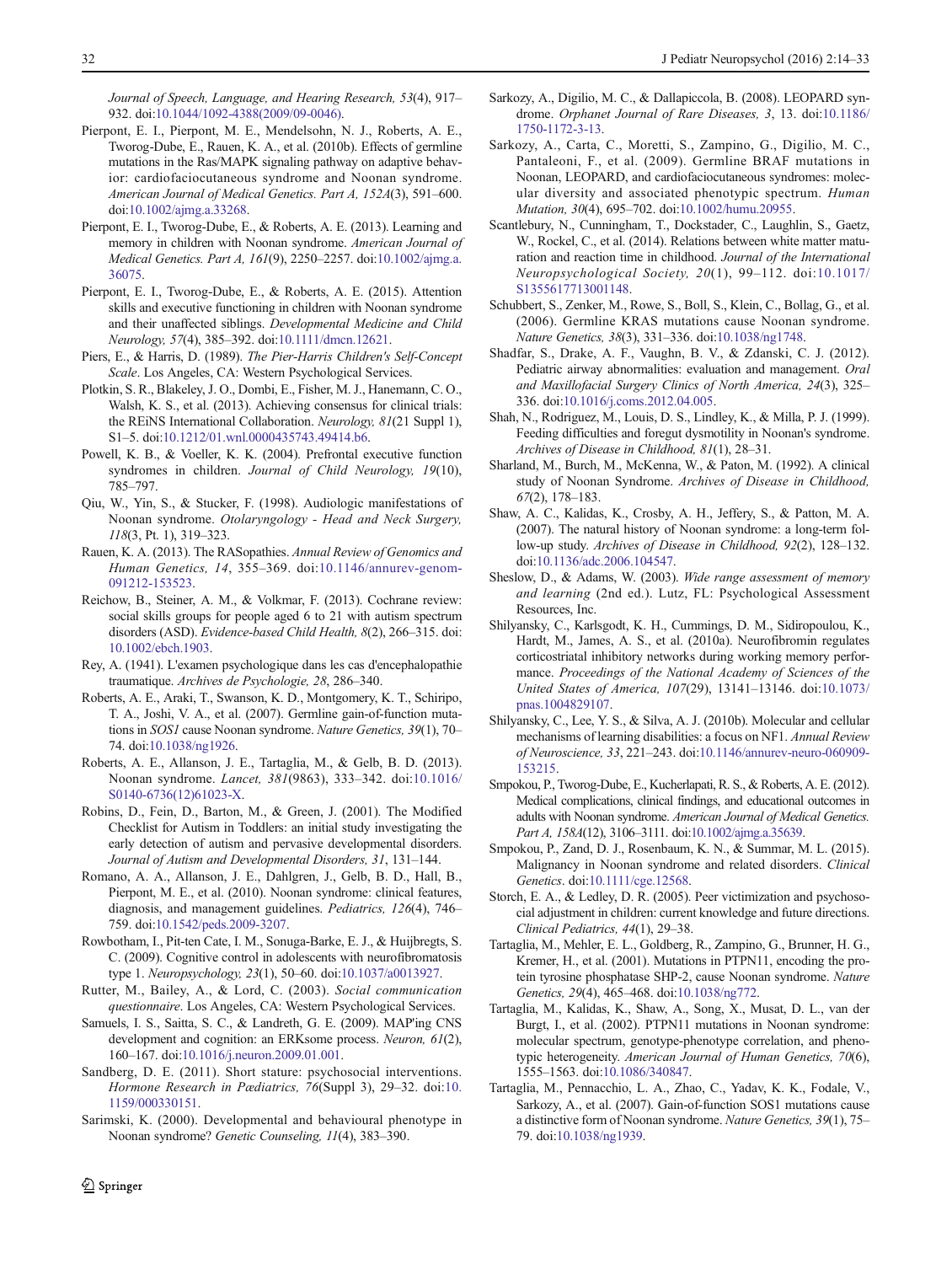*Journal of Speech, Language, and Hearing Research, 53*(4), 917–932. doi:10.1044/1092-4388(2009/09-0046).

Pierpont, E. I., Pierpont, M. E., Mendelsohn, N. J., Roberts, A. E., Tworog-Dube, E., Rauen, K. A., et al. (2010b). Effects of germline mutations in the Ras/MAPK signaling pathway on adaptive behavior: cardiofaciocutaneous syndrome and Noonan syndrome. *American Journal of Medical Genetics. Part A, 152A*(3), 591–600. doi:10.1002/ajmg.a.33268.

Pierpont, E. I., Tworog-Dube, E., & Roberts, A. E. (2013). Learning and memory in children with Noonan syndrome. *American Journal of Medical Genetics. Part A, 161*(9), 2250–2257. doi:10.1002/ajmg.a.36075.

Pierpont, E. I., Tworog-Dube, E., & Roberts, A. E. (2015). Attention skills and executive functioning in children with Noonan syndrome and their unaffected siblings. *Developmental Medicine and Child Neurology, 57*(4), 385–392. doi:10.1111/dmcn.12621.

Piers, E., & Harris, D. (1989). *The Pier-Harris Children's Self-Concept Scale*. Los Angeles, CA: Western Psychological Services.

Plotkin, S. R., Blakeley, J. O., Dombi, E., Fisher, M. J., Hanemann, C. O., Walsh, K. S., et al. (2013). Achieving consensus for clinical trials: the REiNS International Collaboration. *Neurology, 81*(21 Suppl 1), S1–5. doi:10.1212/01.wnl.0000435743.49414.b6.

Powell, K. B., & Voeller, K. K. (2004). Prefrontal executive function syndromes in children. *Journal of Child Neurology, 19*(10), 785–797.

Qiu, W., Yin, S., & Stucker, F. (1998). Audiologic manifestations of Noonan syndrome. *Otolaryngology - Head and Neck Surgery, 118*(3, Pt. 1), 319–323.

Rauen, K. A. (2013). The RASopathies. *Annual Review of Genomics and Human Genetics, 14*, 355–369. doi:10.1146/annurev-genom-091212-153523.

Reichow, B., Steiner, A. M., & Volkmar, F. (2013). Cochrane review: social skills groups for people aged 6 to 21 with autism spectrum disorders (ASD). *Evidence-based Child Health, 8*(2), 266–315. doi:10.1002/ebch.1903.

Rey, A. (1941). L'examen psychologique dans les cas d'encephalopathie traumatique. *Archives de Psychologie, 28*, 286–340.

Roberts, A. E., Araki, T., Swanson, K. D., Montgomery, K. T., Schiripo, T. A., Joshi, V. A., et al. (2007). Germline gain-of-function mutations in *SOS1* cause Noonan syndrome. *Nature Genetics, 39*(1), 70–74. doi:10.1038/ng1926.

Roberts, A. E., Allanson, J. E., Tartaglia, M., & Gelb, B. D. (2013). Noonan syndrome. *Lancet, 381*(9863), 333–342. doi:10.1016/S0140-6736(12)61023-X.

Robins, D., Fein, D., Barton, M., & Green, J. (2001). The Modified Checklist for Autism in Toddlers: an initial study investigating the early detection of autism and pervasive developmental disorders. *Journal of Autism and Developmental Disorders, 31*, 131–144.

Romano, A. A., Allanson, J. E., Dahlgren, J., Gelb, B. D., Hall, B., Pierpont, M. E., et al. (2010). Noonan syndrome: clinical features, diagnosis, and management guidelines. *Pediatrics, 126*(4), 746–759. doi:10.1542/peds.2009-3207.

Rowbotham, I., Pit-ten Cate, I. M., Sonuga-Barke, E. J., & Huijbregts, S. C. (2009). Cognitive control in adolescents with neurofibromatosis type 1. *Neuropsychology, 23*(1), 50–60. doi:10.1037/a0013927.

Rutter, M., Bailey, A., & Lord, C. (2003). *Social communication questionnaire*. Los Angeles, CA: Western Psychological Services.

Samuels, I. S., Saitta, S. C., & Landreth, G. E. (2009). MAP'ing CNS development and cognition: an ERKsome process. *Neuron, 61*(2), 160–167. doi:10.1016/j.neuron.2009.01.001.

Sandberg, D. E. (2011). Short stature: psychosocial interventions. *Hormone Research in Pædiatrics, 76*(Suppl 3), 29–32. doi:10.1159/000330151.

Sarimski, K. (2000). Developmental and behavioural phenotype in Noonan syndrome? *Genetic Counseling, 11*(4), 383–390.

Sarkozy, A., Digilio, M. C., & Dallapiccola, B. (2008). LEOPARD syndrome. *Orphanet Journal of Rare Diseases, 3*, 13. doi:10.1186/1750-1172-3-13.

Sarkozy, A., Carta, C., Moretti, S., Zampino, G., Digilio, M. C., Pantaleoni, F., et al. (2009). Germline BRAF mutations in Noonan, LEOPARD, and cardiofaciocutaneous syndromes: molecular diversity and associated phenotypic spectrum. *Human Mutation, 30*(4), 695–702. doi:10.1002/humu.20955.

Scantlebury, N., Cunningham, T., Dockstader, C., Laughlin, S., Gaetz, W., Rockel, C., et al. (2014). Relations between white matter maturation and reaction time in childhood. *Journal of the International Neuropsychological Society, 20*(1), 99–112. doi:10.1017/S1355617713001148.

Schubbert, S., Zenker, M., Rowe, S., Boll, S., Klein, C., Bollag, G., et al. (2006). Germline KRAS mutations cause Noonan syndrome. *Nature Genetics, 38*(3), 331–336. doi:10.1038/ng1748.

Shadfar, S., Drake, A. F., Vaughn, B. V., & Zdanski, C. J. (2012). Pediatric airway abnormalities: evaluation and management. *Oral and Maxillofacial Surgery Clinics of North America, 24*(3), 325–336. doi:10.1016/j.coms.2012.04.005.

Shah, N., Rodriguez, M., Louis, D. S., Lindley, K., & Milla, P. J. (1999). Feeding difficulties and foregut dysmotility in Noonan's syndrome. *Archives of Disease in Childhood, 81*(1), 28–31.

Sharland, M., Burch, M., McKenna, W., & Paton, M. (1992). A clinical study of Noonan Syndrome. *Archives of Disease in Childhood, 67*(2), 178–183.

Shaw, A. C., Kalidas, K., Crosby, A. H., Jeffery, S., & Patton, M. A. (2007). The natural history of Noonan syndrome: a long-term follow-up study. *Archives of Disease in Childhood, 92*(2), 128–132. doi:10.1136/adc.2006.104547.

Sheslow, D., & Adams, W. (2003). *Wide range assessment of memory and learning* (2nd ed.). Lutz, FL: Psychological Assessment Resources, Inc.

Shilyansky, C., Karlsgodt, K. H., Cummings, D. M., Sidiropoulou, K., Hardt, M., James, A. S., et al. (2010a). Neurofibromin regulates corticostriatal inhibitory networks during working memory performance. *Proceedings of the National Academy of Sciences of the United States of America, 107*(29), 13141–13146. doi:10.1073/pnas.1004829107.

Shilyansky, C., Lee, Y. S., & Silva, A. J. (2010b). Molecular and cellular mechanisms of learning disabilities: a focus on NF1. *Annual Review of Neuroscience, 33*, 221–243. doi:10.1146/annurev-neuro-060909-153215.

Smpokou, P., Tworog-Dube, E., Kucherlapati, R. S., & Roberts, A. E. (2012). Medical complications, clinical findings, and educational outcomes in adults with Noonan syndrome. *American Journal of Medical Genetics. Part A, 158A*(12), 3106–3111. doi:10.1002/ajmg.a.35639.

Smpokou, P., Zand, D. J., Rosenbaum, K. N., & Summar, M. L. (2015). Malignancy in Noonan syndrome and related disorders. *Clinical Genetics*. doi:10.1111/cge.12568.

Storch, E. A., & Ledley, D. R. (2005). Peer victimization and psychosocial adjustment in children: current knowledge and future directions. *Clinical Pediatrics, 44*(1), 29–38.

Tartaglia, M., Mehler, E. L., Goldberg, R., Zampino, G., Brunner, H. G., Kremer, H., et al. (2001). Mutations in PTPN11, encoding the protein tyrosine phosphatase SHP-2, cause Noonan syndrome. *Nature Genetics, 29*(4), 465–468. doi:10.1038/ng772.

Tartaglia, M., Kalidas, K., Shaw, A., Song, X., Musat, D. L., van der Burgt, I., et al. (2002). PTPN11 mutations in Noonan syndrome: molecular spectrum, genotype-phenotype correlation, and phenotypic heterogeneity. *American Journal of Human Genetics, 70*(6), 1555–1563. doi:10.1086/340847.

Tartaglia, M., Pennacchio, L. A., Zhao, C., Yadav, K. K., Fodale, V., Sarkozy, A., et al. (2007). Gain-of-function SOS1 mutations cause a distinctive form of Noonan syndrome. *Nature Genetics, 39*(1), 75–79. doi:10.1038/ng1939.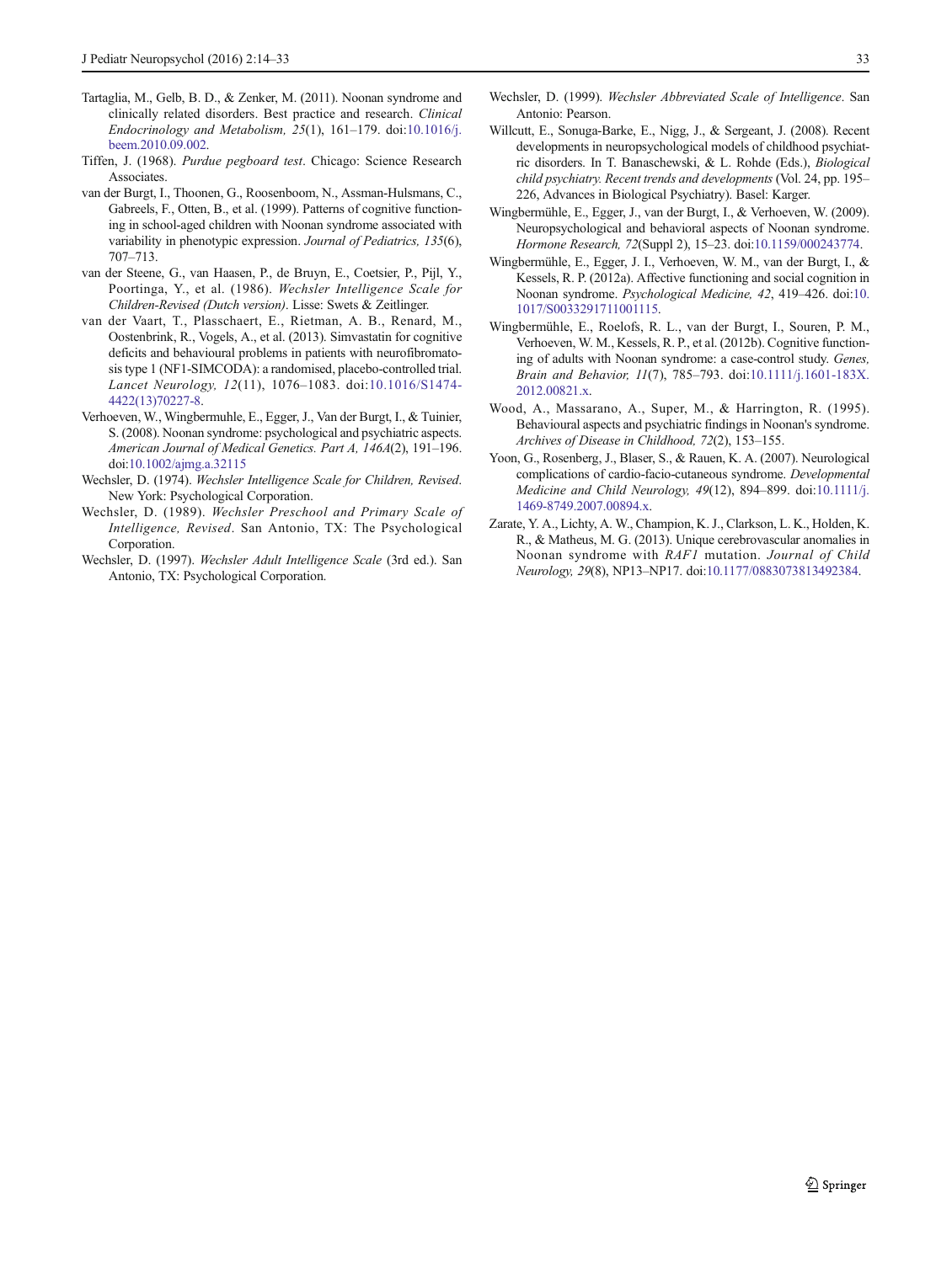Tartaglia, M., Gelb, B. D., & Zenker, M. (2011). Noonan syndrome and clinically related disorders. Best practice and research. *Clinical Endocrinology and Metabolism, 25*(1), 161–179. doi:10.1016/j.beem.2010.09.002.

Tiffen, J. (1968). *Purdue pegboard test*. Chicago: Science Research Associates.

van der Burgt, I., Thoonen, G., Roosenboom, N., Assman-Hulsmans, C., Gabreels, F., Otten, B., et al. (1999). Patterns of cognitive functioning in school-aged children with Noonan syndrome associated with variability in phenotypic expression. *Journal of Pediatrics, 135*(6), 707–713.

van der Steene, G., van Haasen, P., de Bruyn, E., Coetsier, P., Pijl, Y., Poortinga, Y., et al. (1986). *Wechsler Intelligence Scale for Children-Revised (Dutch version)*. Lisse: Swets & Zeitlinger.

van der Vaart, T., Plasschaert, E., Rietman, A. B., Renard, M., Oostenbrink, R., Vogels, A., et al. (2013). Simvastatin for cognitive deficits and behavioural problems in patients with neurofibromatosis type 1 (NF1-SIMCODA): a randomised, placebo-controlled trial. *Lancet Neurology, 12*(11), 1076–1083. doi:10.1016/S1474-4422(13)70227-8.

Verhoeven, W., Wingbermuhle, E., Egger, J., Van der Burgt, I., & Tuinier, S. (2008). Noonan syndrome: psychological and psychiatric aspects. *American Journal of Medical Genetics. Part A, 146A*(2), 191–196. doi:10.1002/ajmg.a.32115

Wechsler, D. (1974). *Wechsler Intelligence Scale for Children, Revised*. New York: Psychological Corporation.

Wechsler, D. (1989). *Wechsler Preschool and Primary Scale of Intelligence, Revised*. San Antonio, TX: The Psychological Corporation.

Wechsler, D. (1997). *Wechsler Adult Intelligence Scale* (3rd ed.). San Antonio, TX: Psychological Corporation.

Wechsler, D. (1999). *Wechsler Abbreviated Scale of Intelligence*. San Antonio: Pearson.

Willcutt, E., Sonuga-Barke, E., Nigg, J., & Sergeant, J. (2008). Recent developments in neuropsychological models of childhood psychiatric disorders. In T. Banaschewski, & L. Rohde (Eds.), *Biological child psychiatry. Recent trends and developments* (Vol. 24, pp. 195–226, Advances in Biological Psychiatry). Basel: Karger.

Wingbermühle, E., Egger, J., van der Burgt, I., & Verhoeven, W. (2009). Neuropsychological and behavioral aspects of Noonan syndrome. *Hormone Research, 72*(Suppl 2), 15–23. doi:10.1159/000243774.

Wingbermühle, E., Egger, J. I., Verhoeven, W. M., van der Burgt, I., & Kessels, R. P. (2012a). Affective functioning and social cognition in Noonan syndrome. *Psychological Medicine, 42*, 419–426. doi:10.1017/S0033291711001115.

Wingbermühle, E., Roelofs, R. L., van der Burgt, I., Souren, P. M., Verhoeven, W. M., Kessels, R. P., et al. (2012b). Cognitive functioning of adults with Noonan syndrome: a case-control study. *Genes, Brain and Behavior, 11*(7), 785–793. doi:10.1111/j.1601-183X.2012.00821.x.

Wood, A., Massarano, A., Super, M., & Harrington, R. (1995). Behavioural aspects and psychiatric findings in Noonan's syndrome. *Archives of Disease in Childhood, 72*(2), 153–155.

Yoon, G., Rosenberg, J., Blaser, S., & Rauen, K. A. (2007). Neurological complications of cardio-facio-cutaneous syndrome. *Developmental Medicine and Child Neurology, 49*(12), 894–899. doi:10.1111/j.1469-8749.2007.00894.x.

Zarate, Y. A., Lichty, A. W., Champion, K. J., Clarkson, L. K., Holden, K. R., & Matheus, M. G. (2013). Unique cerebrovascular anomalies in Noonan syndrome with *RAF1* mutation. *Journal of Child Neurology, 29*(8), NP13–NP17. doi:10.1177/0883073813492384.